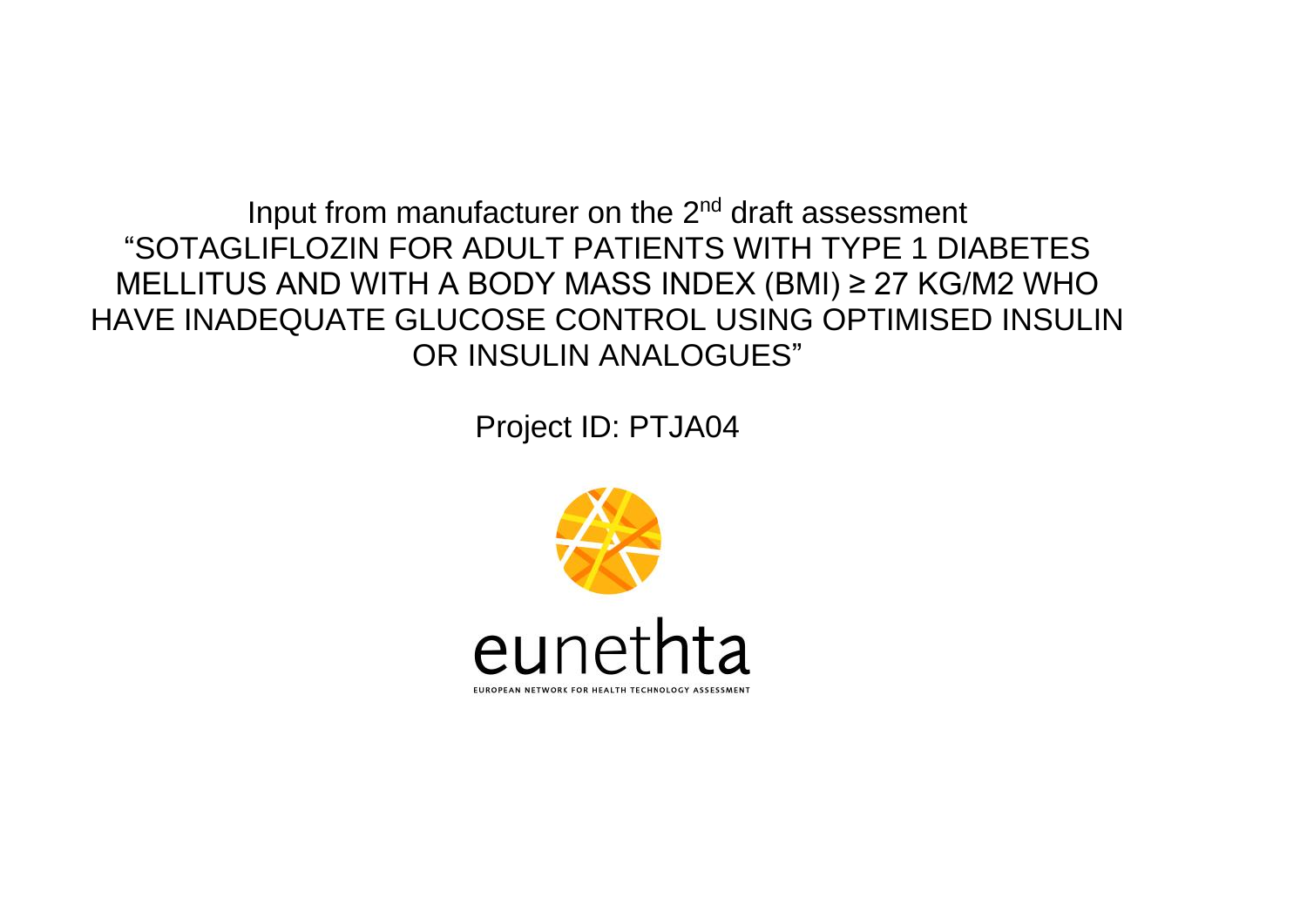# Input from manufacturer on the 2nd draft assessment "SOTAGLIFLOZIN FOR ADULT PATIENTS WITH TYPE 1 DIABETES MELLITUS AND WITH A BODY MASS INDEX (BMI) ≥ 27 KG/M2 WHO HAVE INADEQUATE GLUCOSE CONTROL USING OPTIMISED INSULIN OR INSULIN ANALOGUES"

Project ID: PTJA04

eunethta

EUROPEAN NETWORK FOR HEALTH TECHNOLOGY ASSESSMENT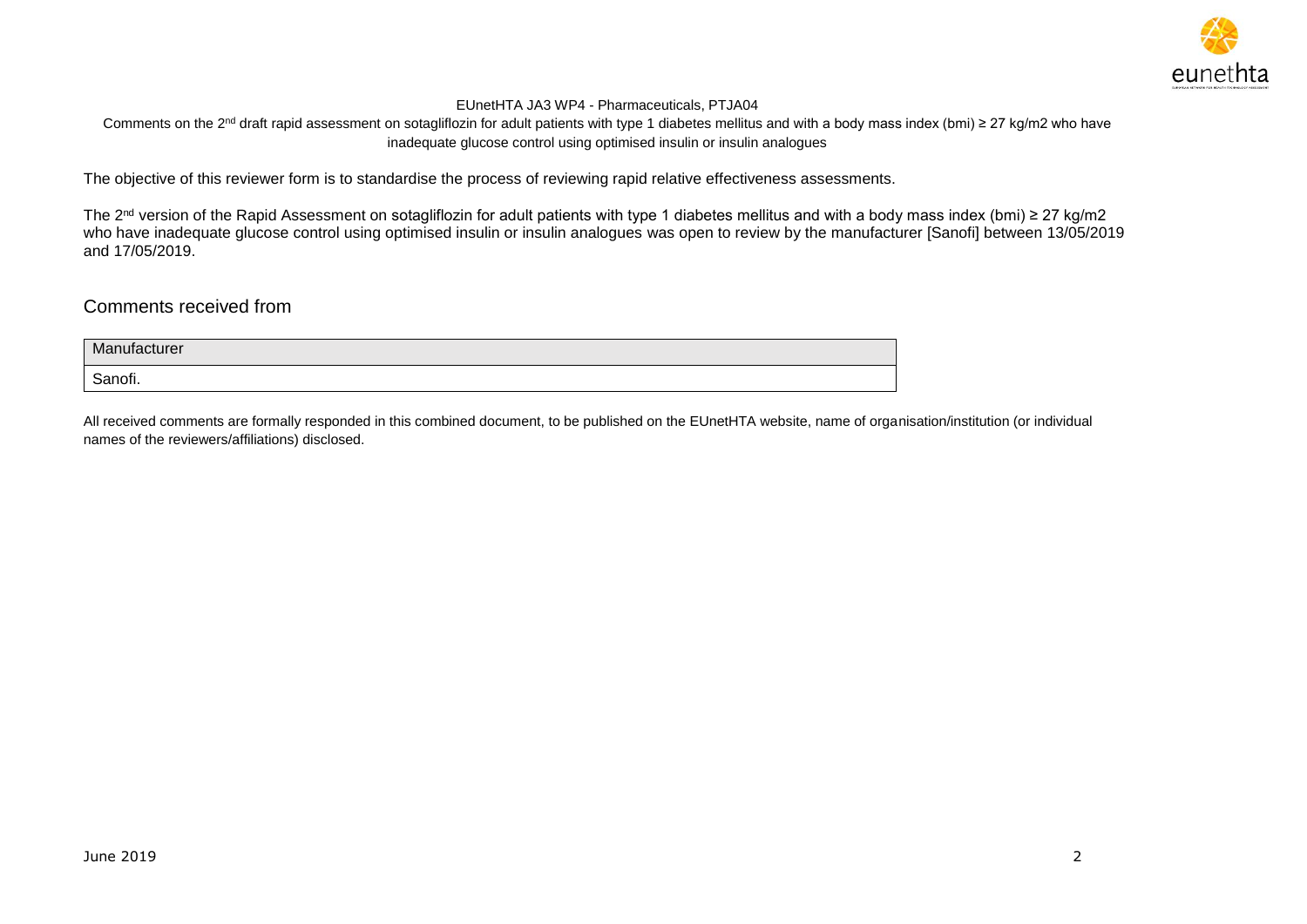EUnetHTA JA3 WP4 - Pharmaceuticals, PTJA04

Comments on the 2[nd] draft rapid assessment on sotagliflozin for adult patients with type 1 diabetes mellitus and with a body mass index (bmi) ≥ 27 kg/m2 who have inadequate glucose control using optimised insulin or insulin analogues

The objective of this reviewer form is to standardise the process of reviewing rapid relative effectiveness assessments.

The 2[nd] version of the Rapid Assessment on sotagliflozin for adult patients with type 1 diabetes mellitus and with a body mass index (bmi) ≥ 27 kg/m2 who have inadequate glucose control using optimised insulin or insulin analogues was open to review by the manufacturer [Sanofi] between 13/05/2019 and 17/05/2019.

## Comments received from

| Manufacturer |
| --- |
| Sanofi. |

All received comments are formally responded in this combined document, to be published on the EUnetHTA website, name of organisation/institution (or individual names of the reviewers/affiliations) disclosed.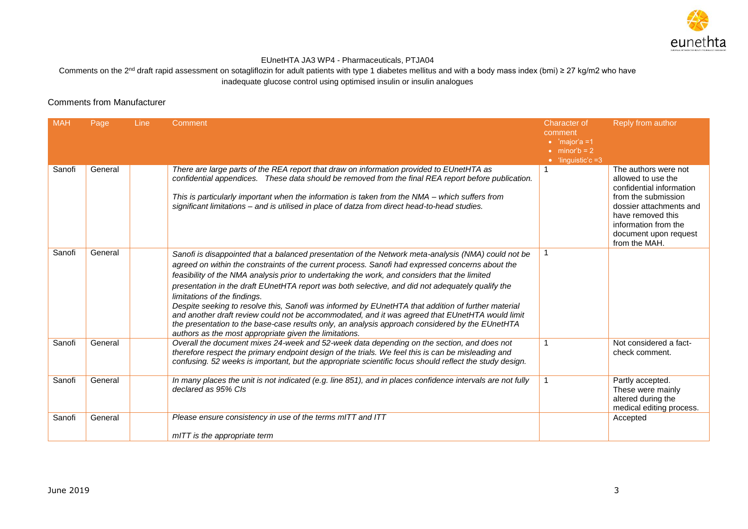EUnetHTA JA3 WP4 - Pharmaceuticals, PTJA04

Comments on the 2nd draft rapid assessment on sotagliflozin for adult patients with type 1 diabetes mellitus and with a body mass index (bmi) ≥ 27 kg/m2 who have inadequate glucose control using optimised insulin or insulin analogues

## Comments from Manufacturer

| MAH | Page | Line | Comment | Character of comment<br>• 'major'a =1<br>• minor'b = 2<br>• 'linguistic'c =3 | Reply from author |
|---|---|---|---|---|---|
| Sanofi | General | | *There are large parts of the REA report that draw on information provided to EUnetHTA as confidential appendices. These data should be removed from the final REA report before publication.*<br><br>*This is particularly important when the information is taken from the NMA – which suffers from significant limitations – and is utilised in place of datza from direct head-to-head studies.* | 1 | The authors were not allowed to use the confidential information from the submission dossier attachments and have removed this information from the document upon request from the MAH. |
| Sanofi | General | | *Sanofi is disappointed that a balanced presentation of the Network meta-analysis (NMA) could not be agreed on within the constraints of the current process. Sanofi had expressed concerns about the feasibility of the NMA analysis prior to undertaking the work, and considers that the limited presentation in the draft EUnetHTA report was both selective, and did not adequately qualify the limitations of the findings.*<br>*Despite seeking to resolve this, Sanofi was informed by EUnetHTA that addition of further material and another draft review could not be accommodated, and it was agreed that EUnetHTA would limit the presentation to the base-case results only, an analysis approach considered by the EUnetHTA authors as the most appropriate given the limitations.* | 1 | |
| Sanofi | General | | *Overall the document mixes 24-week and 52-week data depending on the section, and does not therefore respect the primary endpoint design of the trials. We feel this is can be misleading and confusing. 52 weeks is important, but the appropriate scientific focus should reflect the study design.* | 1 | Not considered a fact-check comment. |
| Sanofi | General | | *In many places the unit is not indicated (e.g. line 851), and in places confidence intervals are not fully declared as 95% CIs* | 1 | Partly accepted. These were mainly altered during the medical editing process. |
| Sanofi | General | | *Please ensure consistency in use of the terms mITT and ITT*<br><br>*mITT is the appropriate term* | | Accepted |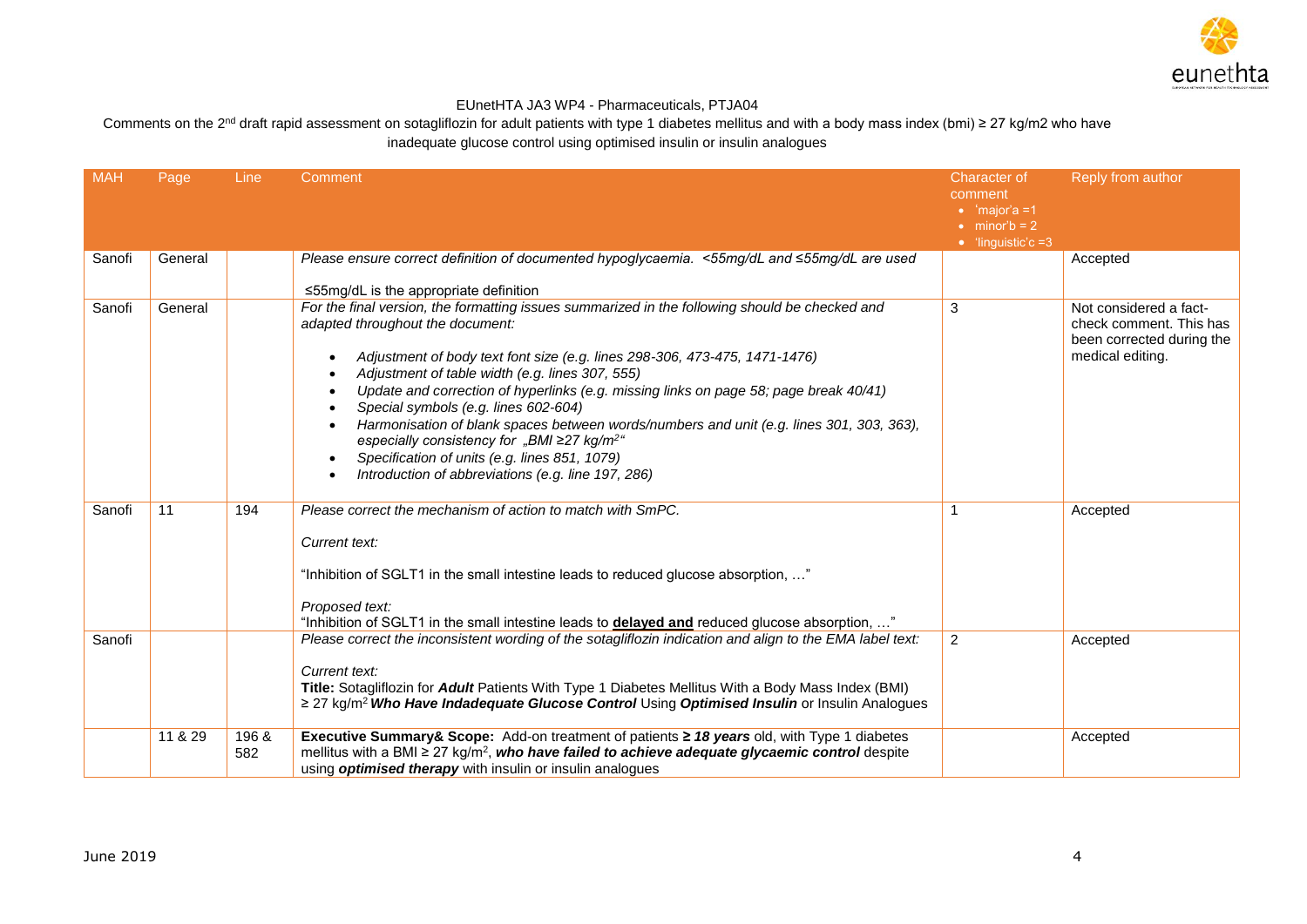EUnetHTA JA3 WP4 - Pharmaceuticals, PTJA04

Comments on the 2[nd] draft rapid assessment on sotagliflozin for adult patients with type 1 diabetes mellitus and with a body mass index (bmi) ≥ 27 kg/m2 who have inadequate glucose control using optimised insulin or insulin analogues

| MAH | Page | Line | Comment | Character of comment<br>• 'major'a =1<br>• minor'b = 2<br>• 'linguistic'c =3 | Reply from author |
|---|---|---|---|---|---|
| Sanofi | General | | *Please ensure correct definition of documented hypoglycaemia. <55mg/dL and ≤55mg/dL are used*<br><br>≤55mg/dL is the appropriate definition | | Accepted |
| Sanofi | General | | *For the final version, the formatting issues summarized in the following should be checked and adapted throughout the document:*<br>• *Adjustment of body text font size (e.g. lines 298-306, 473-475, 1471-1476)*<br>• *Adjustment of table width (e.g. lines 307, 555)*<br>• *Update and correction of hyperlinks (e.g. missing links on page 58; page break 40/41)*<br>• *Special symbols (e.g. lines 602-604)*<br>• *Harmonisation of blank spaces between words/numbers and unit (e.g. lines 301, 303, 363), especially consistency for „BMI ≥27 kg/m²"*<br>• *Specification of units (e.g. lines 851, 1079)*<br>• *Introduction of abbreviations (e.g. line 197, 286)* | 3 | Not considered a fact-check comment. This has been corrected during the medical editing. |
| Sanofi | 11 | 194 | *Please correct the mechanism of action to match with SmPC.*<br><br>*Current text:*<br><br>"Inhibition of SGLT1 in the small intestine leads to reduced glucose absorption, …"<br><br>*Proposed text:*<br>"Inhibition of SGLT1 in the small intestine leads to **delayed and** reduced glucose absorption, …" | 1 | Accepted |
| Sanofi | | | *Please correct the inconsistent wording of the sotagliflozin indication and align to the EMA label text:*<br><br>*Current text:*<br>**Title:** Sotagliflozin for ***Adult*** Patients With Type 1 Diabetes Mellitus With a Body Mass Index (BMI) ≥ 27 kg/m² ***Who Have Indadequate Glucose Control*** Using ***Optimised Insulin*** or Insulin Analogues | 2 | Accepted |
| | 11 & 29 | 196 & 582 | **Executive Summary& Scope:** Add-on treatment of patients **≥ *18 years*** old, with Type 1 diabetes mellitus with a BMI ≥ 27 kg/m², ***who have failed to achieve adequate glycaemic control*** despite using ***optimised therapy*** with insulin or insulin analogues | | Accepted |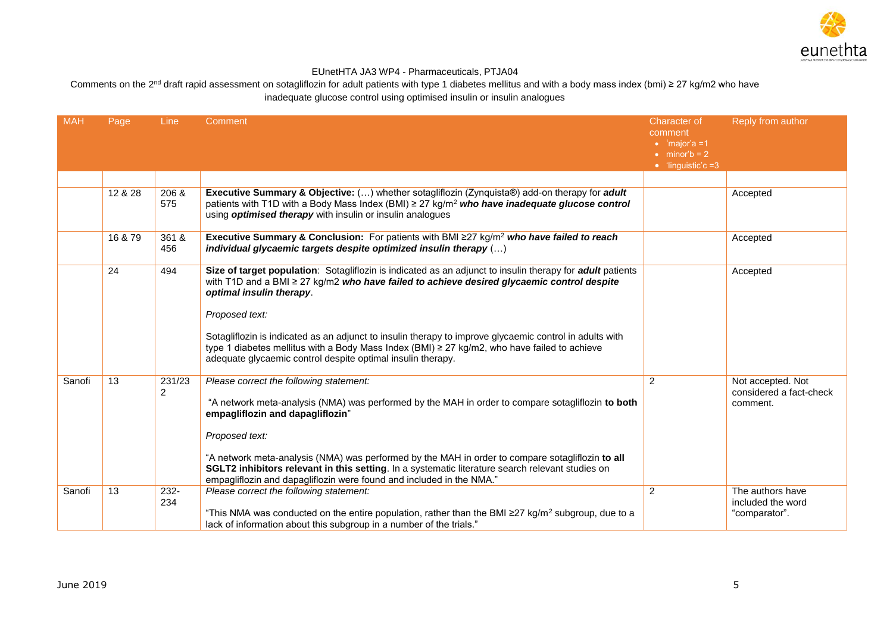EUnetHTA JA3 WP4 - Pharmaceuticals, PTJA04

Comments on the 2[nd] draft rapid assessment on sotagliflozin for adult patients with type 1 diabetes mellitus and with a body mass index (bmi) ≥ 27 kg/m2 who have inadequate glucose control using optimised insulin or insulin analogues

| MAH | Page | Line | Comment | Character of comment<br>• 'major'a =1<br>• minor'b = 2<br>• 'linguistic'c =3 | Reply from author |
|---|---|---|---|---|---|
| | | | | | |
| | 12 & 28 | 206 & 575 | **Executive Summary & Objective:** (…) whether sotagliflozin (Zynquista®) add-on therapy for ***adult*** patients with T1D with a Body Mass Index (BMI) ≥ 27 kg/m$^2$ ***who have inadequate glucose control*** using ***optimised therapy*** with insulin or insulin analogues | | Accepted |
| | 16 & 79 | 361 & 456 | **Executive Summary & Conclusion:** For patients with BMI ≥27 kg/m$^2$ ***who have failed to reach individual glycaemic targets despite optimized insulin therapy*** (…) | | Accepted |
| | 24 | 494 | **Size of target population**: Sotagliflozin is indicated as an adjunct to insulin therapy for ***adult*** patients with T1D and a BMI ≥ 27 kg/m2 ***who have failed to achieve desired glycaemic control despite optimal insulin therapy***.<br><br>*Proposed text:*<br><br>Sotagliflozin is indicated as an adjunct to insulin therapy to improve glycaemic control in adults with type 1 diabetes mellitus with a Body Mass Index (BMI) ≥ 27 kg/m2, who have failed to achieve adequate glycaemic control despite optimal insulin therapy. | | Accepted |
| Sanofi | 13 | 231/232 | *Please correct the following statement:*<br><br>"A network meta-analysis (NMA) was performed by the MAH in order to compare sotagliflozin **to both empagliflozin and dapagliflozin**"<br><br>*Proposed text:*<br><br>"A network meta-analysis (NMA) was performed by the MAH in order to compare sotagliflozin **to all SGLT2 inhibitors relevant in this setting**. In a systematic literature search relevant studies on empagliflozin and dapagliflozin were found and included in the NMA." | 2 | Not accepted. Not considered a fact-check comment. |
| Sanofi | 13 | 232-234 | *Please correct the following statement:*<br><br>"This NMA was conducted on the entire population, rather than the BMI ≥27 kg/m$^2$ subgroup, due to a lack of information about this subgroup in a number of the trials." | 2 | The authors have included the word "comparator". |

June 2019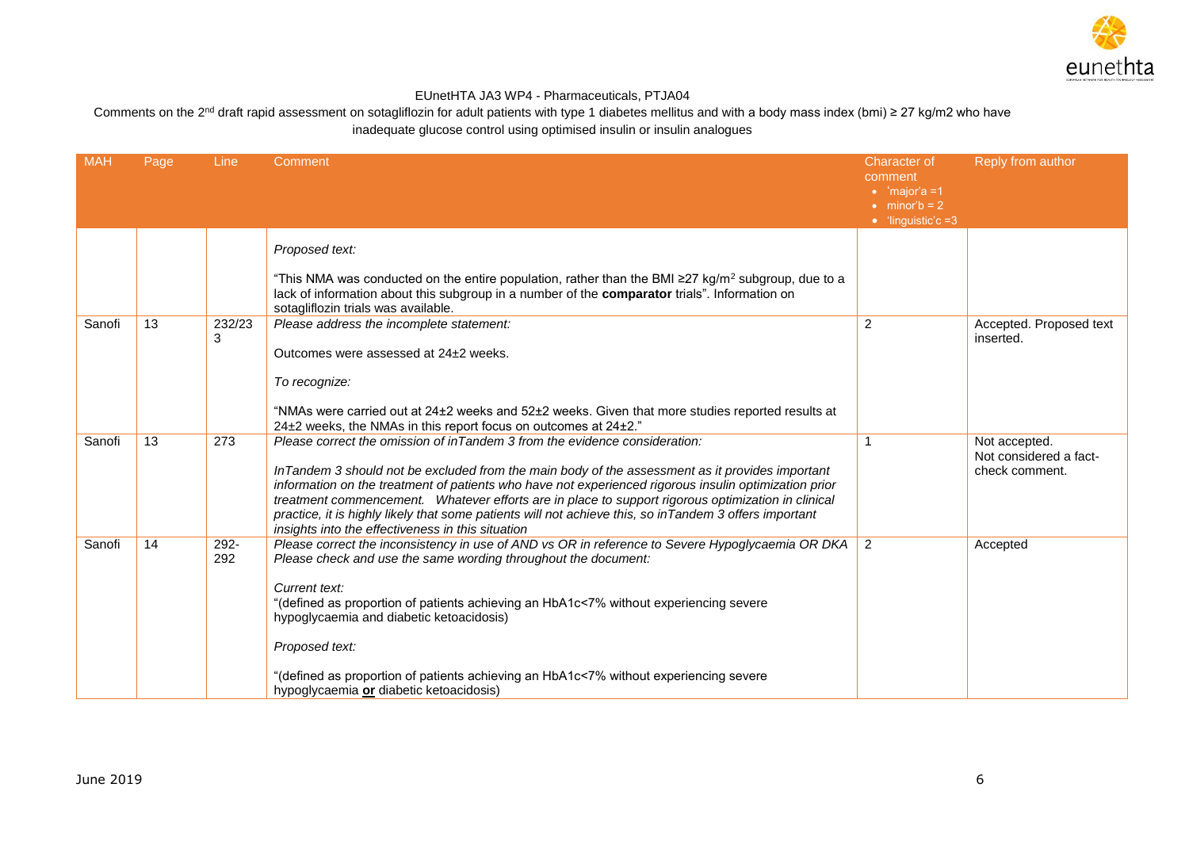EUnetHTA JA3 WP4 - Pharmaceuticals, PTJA04

Comments on the 2nd draft rapid assessment on sotagliflozin for adult patients with type 1 diabetes mellitus and with a body mass index (bmi) ≥ 27 kg/m2 who have inadequate glucose control using optimised insulin or insulin analogues

| MAH | Page | Line | Comment | Character of comment<br>• 'major'a =1<br>• minor'b = 2<br>• 'linguistic'c =3 | Reply from author |
|---|---|---|---|---|---|
| | | | *Proposed text:*<br><br>"This NMA was conducted on the entire population, rather than the BMI ≥27 kg/m$^2$ subgroup, due to a lack of information about this subgroup in a number of the **comparator** trials". Information on sotagliflozin trials was available. | | |
| Sanofi | 13 | 232/233 | *Please address the incomplete statement:*<br><br>Outcomes were assessed at 24±2 weeks.<br><br>*To recognize:*<br><br>"NMAs were carried out at 24±2 weeks and 52±2 weeks. Given that more studies reported results at 24±2 weeks, the NMAs in this report focus on outcomes at 24±2." | 2 | Accepted. Proposed text inserted. |
| Sanofi | 13 | 273 | *Please correct the omission of inTandem 3 from the evidence consideration:*<br><br>*InTandem 3 should not be excluded from the main body of the assessment as it provides important information on the treatment of patients who have not experienced rigorous insulin optimization prior treatment commencement. Whatever efforts are in place to support rigorous optimization in clinical practice, it is highly likely that some patients will not achieve this, so inTandem 3 offers important insights into the effectiveness in this situation* | 1 | Not accepted.<br>Not considered a fact-check comment. |
| Sanofi | 14 | 292-292 | *Please correct the inconsistency in use of AND vs OR in reference to Severe Hypoglycaemia OR DKA Please check and use the same wording throughout the document:*<br><br>*Current text:*<br>"(defined as proportion of patients achieving an HbA1c<7% without experiencing severe hypoglycaemia and diabetic ketoacidosis)<br><br>*Proposed text:*<br><br>"(defined as proportion of patients achieving an HbA1c<7% without experiencing severe hypoglycaemia **or** diabetic ketoacidosis) | 2 | Accepted |

June 2019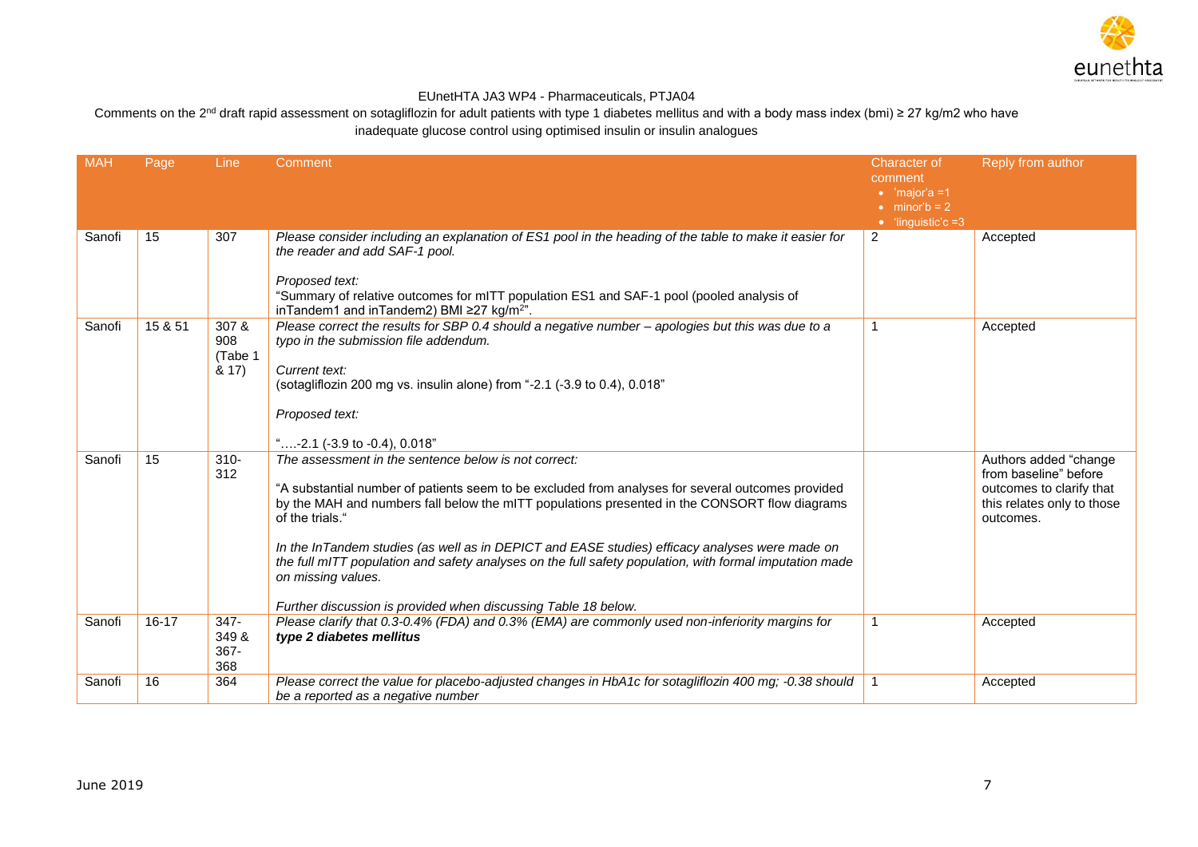EUnetHTA JA3 WP4 - Pharmaceuticals, PTJA04

Comments on the 2nd draft rapid assessment on sotagliflozin for adult patients with type 1 diabetes mellitus and with a body mass index (bmi) ≥ 27 kg/m2 who have inadequate glucose control using optimised insulin or insulin analogues

| MAH | Page | Line | Comment | Character of comment<br>• 'major'a =1<br>• minor'b = 2<br>• 'linguistic'c =3 | Reply from author |
|---|---|---|---|---|---|
| Sanofi | 15 | 307 | *Please consider including an explanation of ES1 pool in the heading of the table to make it easier for the reader and add SAF-1 pool.*<br><br>*Proposed text:*<br>"Summary of relative outcomes for mITT population ES1 and SAF-1 pool (pooled analysis of inTandem1 and inTandem2) BMI ≥27 kg/m$^2$". | 2 | Accepted |
| Sanofi | 15 & 51 | 307 & 908 (Tabe 1 & 17) | *Please correct the results for SBP 0.4 should a negative number – apologies but this was due to a typo in the submission file addendum.*<br><br>*Current text:*<br>(sotagliflozin 200 mg vs. insulin alone) from "-2.1 (-3.9 to 0.4), 0.018"<br><br>*Proposed text:*<br><br>"….-2.1 (-3.9 to -0.4), 0.018" | 1 | Accepted |
| Sanofi | 15 | 310-312 | *The assessment in the sentence below is not correct:*<br><br>"A substantial number of patients seem to be excluded from analyses for several outcomes provided by the MAH and numbers fall below the mITT populations presented in the CONSORT flow diagrams of the trials."<br><br>*In the InTandem studies (as well as in DEPICT and EASE studies) efficacy analyses were made on the full mITT population and safety analyses on the full safety population, with formal imputation made on missing values.*<br><br>*Further discussion is provided when discussing Table 18 below.* | | Authors added "change from baseline" before outcomes to clarify that this relates only to those outcomes. |
| Sanofi | 16-17 | 347-349 & 367-368 | *Please clarify that 0.3-0.4% (FDA) and 0.3% (EMA) are commonly used non-inferiority margins for* ***type 2 diabetes mellitus*** | 1 | Accepted |
| Sanofi | 16 | 364 | *Please correct the value for placebo-adjusted changes in HbA1c for sotagliflozin 400 mg; -0.38 should be a reported as a negative number* | 1 | Accepted |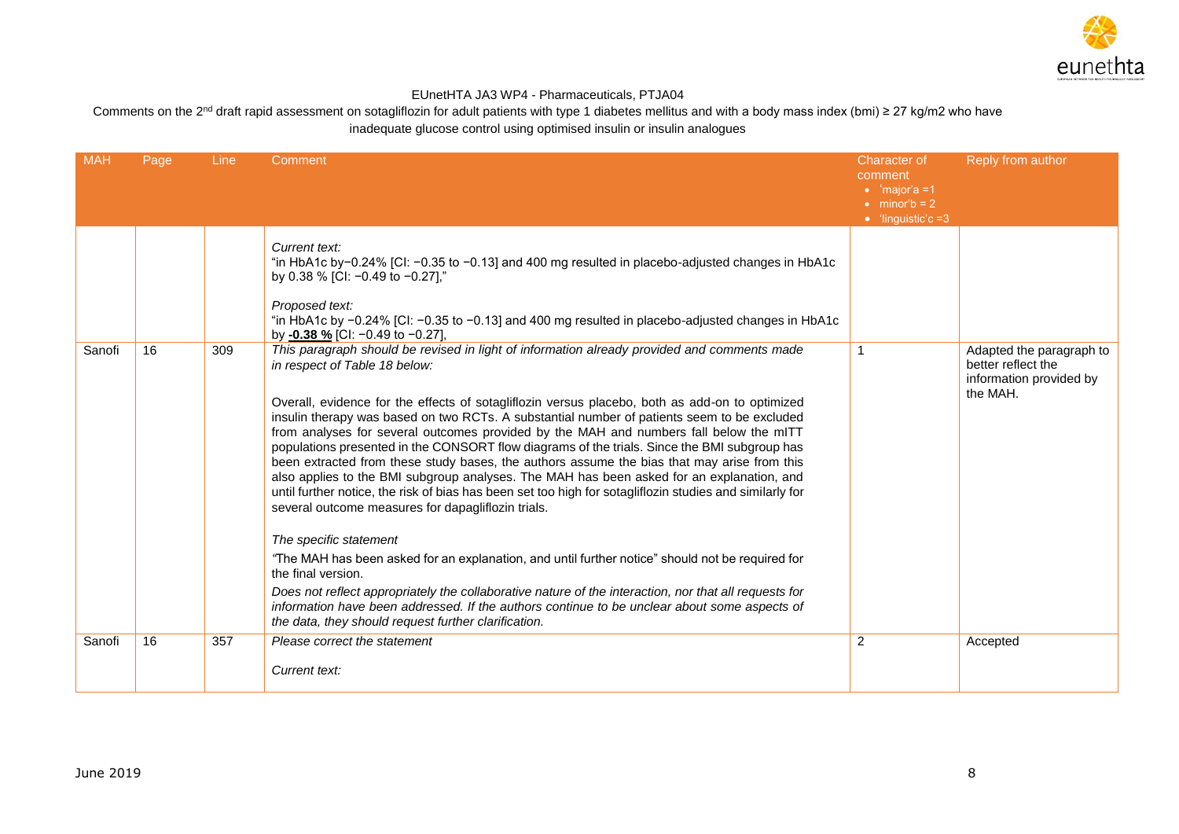EUnetHTA JA3 WP4 - Pharmaceuticals, PTJA04

Comments on the 2[nd] draft rapid assessment on sotagliflozin for adult patients with type 1 diabetes mellitus and with a body mass index (bmi) ≥ 27 kg/m2 who have inadequate glucose control using optimised insulin or insulin analogues

| MAH | Page | Line | Comment | Character of comment<br>• 'major'a =1<br>• minor'b = 2<br>• 'linguistic'c =3 | Reply from author |
|---|---|---|---|---|---|
| | | | *Current text:*<br>"in HbA1c by−0.24% [CI: −0.35 to −0.13] and 400 mg resulted in placebo-adjusted changes in HbA1c by 0.38 % [CI: −0.49 to −0.27],"<br><br>*Proposed text:*<br>"in HbA1c by −0.24% [CI: −0.35 to −0.13] and 400 mg resulted in placebo-adjusted changes in HbA1c by **-0.38 %** [CI: −0.49 to −0.27], | | |
| Sanofi | 16 | 309 | *This paragraph should be revised in light of information already provided and comments made in respect of Table 18 below:*<br><br>Overall, evidence for the effects of sotagliflozin versus placebo, both as add-on to optimized insulin therapy was based on two RCTs. A substantial number of patients seem to be excluded from analyses for several outcomes provided by the MAH and numbers fall below the mITT populations presented in the CONSORT flow diagrams of the trials. Since the BMI subgroup has been extracted from these study bases, the authors assume the bias that may arise from this also applies to the BMI subgroup analyses. The MAH has been asked for an explanation, and until further notice, the risk of bias has been set too high for sotagliflozin studies and similarly for several outcome measures for dapagliflozin trials.<br><br>*The specific statement*<br>*"*The MAH has been asked for an explanation, and until further notice" should not be required for the final version.<br>*Does not reflect appropriately the collaborative nature of the interaction, nor that all requests for information have been addressed. If the authors continue to be unclear about some aspects of the data, they should request further clarification.* | 1 | Adapted the paragraph to better reflect the information provided by the MAH. |
| Sanofi | 16 | 357 | *Please correct the statement*<br><br>*Current text:* | 2 | Accepted |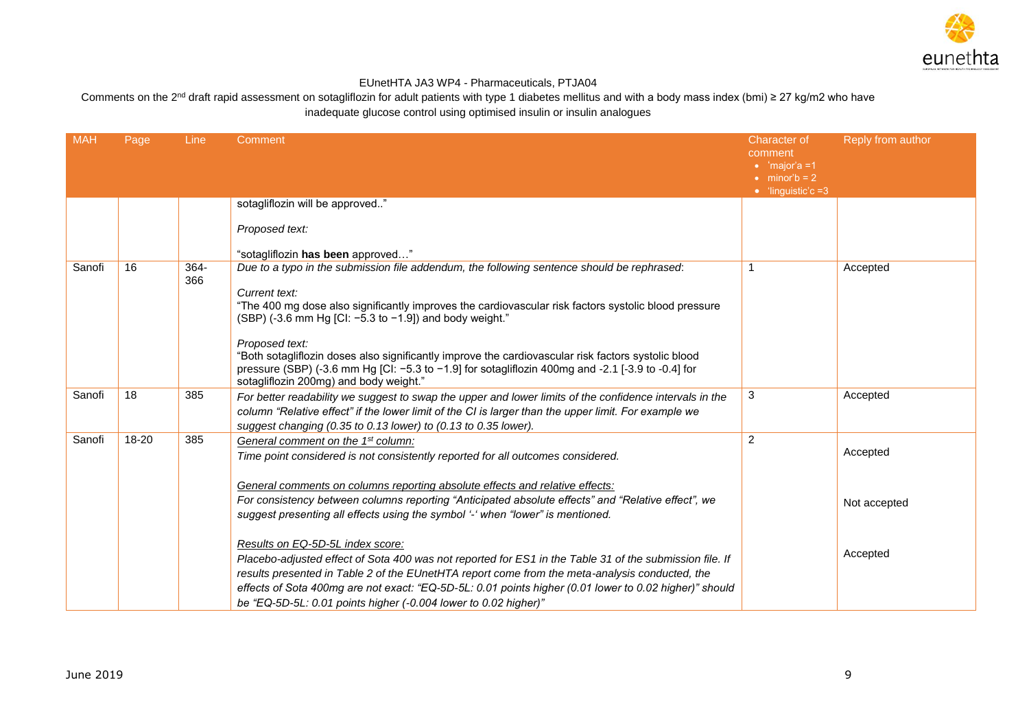EUnetHTA JA3 WP4 - Pharmaceuticals, PTJA04

Comments on the 2nd draft rapid assessment on sotagliflozin for adult patients with type 1 diabetes mellitus and with a body mass index (bmi) ≥ 27 kg/m2 who have inadequate glucose control using optimised insulin or insulin analogues

| MAH | Page | Line | Comment | Character of comment<br>• 'major'a =1<br>• minor'b = 2<br>• 'linguistic'c =3 | Reply from author |
|---|---|---|---|---|---|
| | | | sotagliflozin will be approved.."<br><br>*Proposed text:*<br><br>"sotagliflozin **has been** approved…" | | |
| Sanofi | 16 | 364-366 | *Due to a typo in the submission file addendum, the following sentence should be rephrased*:<br><br>*Current text:*<br>"The 400 mg dose also significantly improves the cardiovascular risk factors systolic blood pressure (SBP) (-3.6 mm Hg [CI: −5.3 to −1.9]) and body weight."<br><br>*Proposed text:*<br>"Both sotagliflozin doses also significantly improve the cardiovascular risk factors systolic blood pressure (SBP) (-3.6 mm Hg [CI: −5.3 to −1.9] for sotagliflozin 400mg and -2.1 [-3.9 to -0.4] for sotagliflozin 200mg) and body weight." | 1 | Accepted |
| Sanofi | 18 | 385 | *For better readability we suggest to swap the upper and lower limits of the confidence intervals in the column "Relative effect" if the lower limit of the CI is larger than the upper limit. For example we suggest changing (0.35 to 0.13 lower) to (0.13 to 0.35 lower).* | 3 | Accepted |
| Sanofi | 18-20 | 385 | *General comment on the 1st column:*<br>*Time point considered is not consistently reported for all outcomes considered.*<br><br>*General comments on columns reporting absolute effects and relative effects:*<br>*For consistency between columns reporting "Anticipated absolute effects" and "Relative effect", we suggest presenting all effects using the symbol '-' when "lower" is mentioned.*<br><br>*Results on EQ-5D-5L index score:*<br>*Placebo-adjusted effect of Sota 400 was not reported for ES1 in the Table 31 of the submission file. If results presented in Table 2 of the EUnetHTA report come from the meta-analysis conducted, the effects of Sota 400mg are not exact: "EQ-5D-5L: 0.01 points higher (0.01 lower to 0.02 higher)" should be "EQ-5D-5L: 0.01 points higher (-0.004 lower to 0.02 higher)"* | 2 | Accepted<br><br>Not accepted<br><br>Accepted |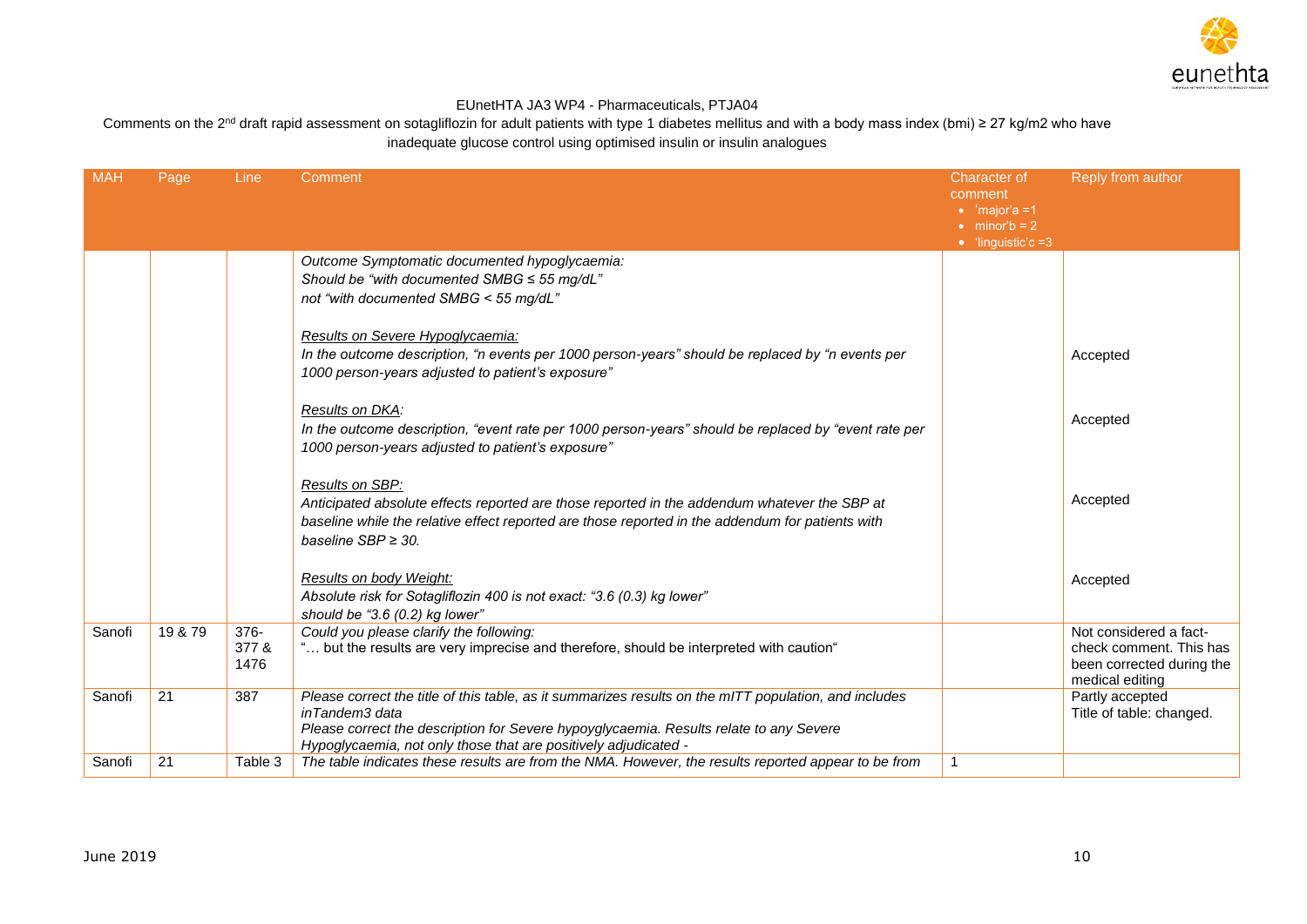EUnetHTA JA3 WP4 - Pharmaceuticals, PTJA04

Comments on the 2[nd] draft rapid assessment on sotagliflozin for adult patients with type 1 diabetes mellitus and with a body mass index (bmi) ≥ 27 kg/m2 who have inadequate glucose control using optimised insulin or insulin analogues

| MAH | Page | Line | Comment | Character of comment • 'major'a =1 • minor'b = 2 • 'linguistic'c =3 | Reply from author |
|---|---|---|---|---|---|
| | | | *Outcome Symptomatic documented hypoglycaemia:* *Should be "with documented SMBG ≤ 55 mg/dL"* *not "with documented SMBG < 55 mg/dL"* <br><br> *Results on Severe Hypoglycaemia:* *In the outcome description, "n events per 1000 person-years" should be replaced by "n events per 1000 person-years adjusted to patient's exposure"* <br><br> *Results on DKA:* *In the outcome description, "event rate per 1000 person-years" should be replaced by "event rate per 1000 person-years adjusted to patient's exposure"* <br><br> *Results on SBP:* *Anticipated absolute effects reported are those reported in the addendum whatever the SBP at baseline while the relative effect reported are those reported in the addendum for patients with baseline SBP ≥ 30.* <br><br> *Results on body Weight:* *Absolute risk for Sotagliflozin 400 is not exact: "3.6 (0.3) kg lower"* *should be "3.6 (0.2) kg lower"* | | Accepted <br><br> Accepted <br><br> Accepted <br><br> Accepted |
| Sanofi | 19 & 79 | 376-377 & 1476 | *Could you please clarify the following:* *"… but the results are very imprecise and therefore, should be interpreted with caution"* | | Not considered a fact-check comment. This has been corrected during the medical editing |
| Sanofi | 21 | 387 | *Please correct the title of this table, as it summarizes results on the mITT population, and includes inTandem3 data* *Please correct the description for Severe hypoyglycaemia. Results relate to any Severe Hypoglycaemia, not only those that are positively adjudicated -* | | Partly accepted Title of table: changed. |
| Sanofi | 21 | Table 3 | *The table indicates these results are from the NMA. However, the results reported appear to be from* | 1 | |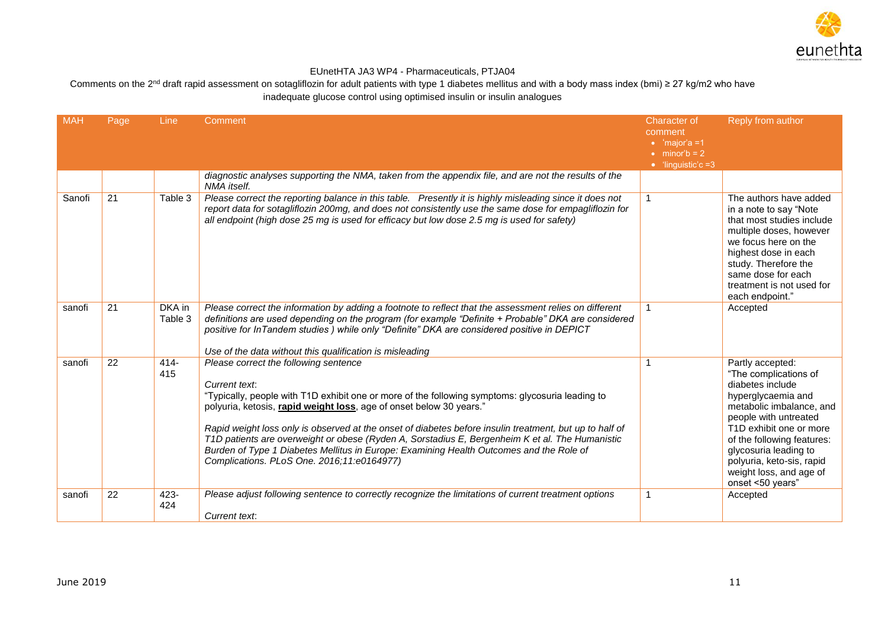EUnetHTA JA3 WP4 - Pharmaceuticals, PTJA04

Comments on the 2nd draft rapid assessment on sotagliflozin for adult patients with type 1 diabetes mellitus and with a body mass index (bmi) ≥ 27 kg/m2 who have inadequate glucose control using optimised insulin or insulin analogues

| MAH | Page | Line | Comment | Character of comment<br>• 'major'a =1<br>• minor'b = 2<br>• 'linguistic'c =3 | Reply from author |
|---|---|---|---|---|---|
| | | | *diagnostic analyses supporting the NMA, taken from the appendix file, and are not the results of the NMA itself.* | | |
| Sanofi | 21 | Table 3 | *Please correct the reporting balance in this table. Presently it is highly misleading since it does not report data for sotagliflozin 200mg, and does not consistently use the same dose for empagliflozin for all endpoint (high dose 25 mg is used for efficacy but low dose 2.5 mg is used for safety)* | 1 | The authors have added in a note to say "Note that most studies include multiple doses, however we focus here on the highest dose in each study. Therefore the same dose for each treatment is not used for each endpoint." |
| sanofi | 21 | DKA in Table 3 | *Please correct the information by adding a footnote to reflect that the assessment relies on different definitions are used depending on the program (for example "Definite + Probable" DKA are considered positive for InTandem studies ) while only "Definite" DKA are considered positive in DEPICT*<br><br>*Use of the data without this qualification is misleading* | 1 | Accepted |
| sanofi | 22 | 414-415 | *Please correct the following sentence*<br><br>*Current text*:<br>"Typically, people with T1D exhibit one or more of the following symptoms: glycosuria leading to polyuria, ketosis, **rapid weight loss**, age of onset below 30 years."<br><br>*Rapid weight loss only is observed at the onset of diabetes before insulin treatment, but up to half of T1D patients are overweight or obese (Ryden A, Sorstadius E, Bergenheim K et al. The Humanistic Burden of Type 1 Diabetes Mellitus in Europe: Examining Health Outcomes and the Role of Complications. PLoS One. 2016;11:e0164977)* | 1 | Partly accepted:<br>"The complications of diabetes include hyperglycaemia and metabolic imbalance, and people with untreated T1D exhibit one or more of the following features: glycosuria leading to polyuria, keto-sis, rapid weight loss, and age of onset <50 years" |
| sanofi | 22 | 423-424 | *Please adjust following sentence to correctly recognize the limitations of current treatment options*<br><br>*Current text*: | 1 | Accepted |

June 2019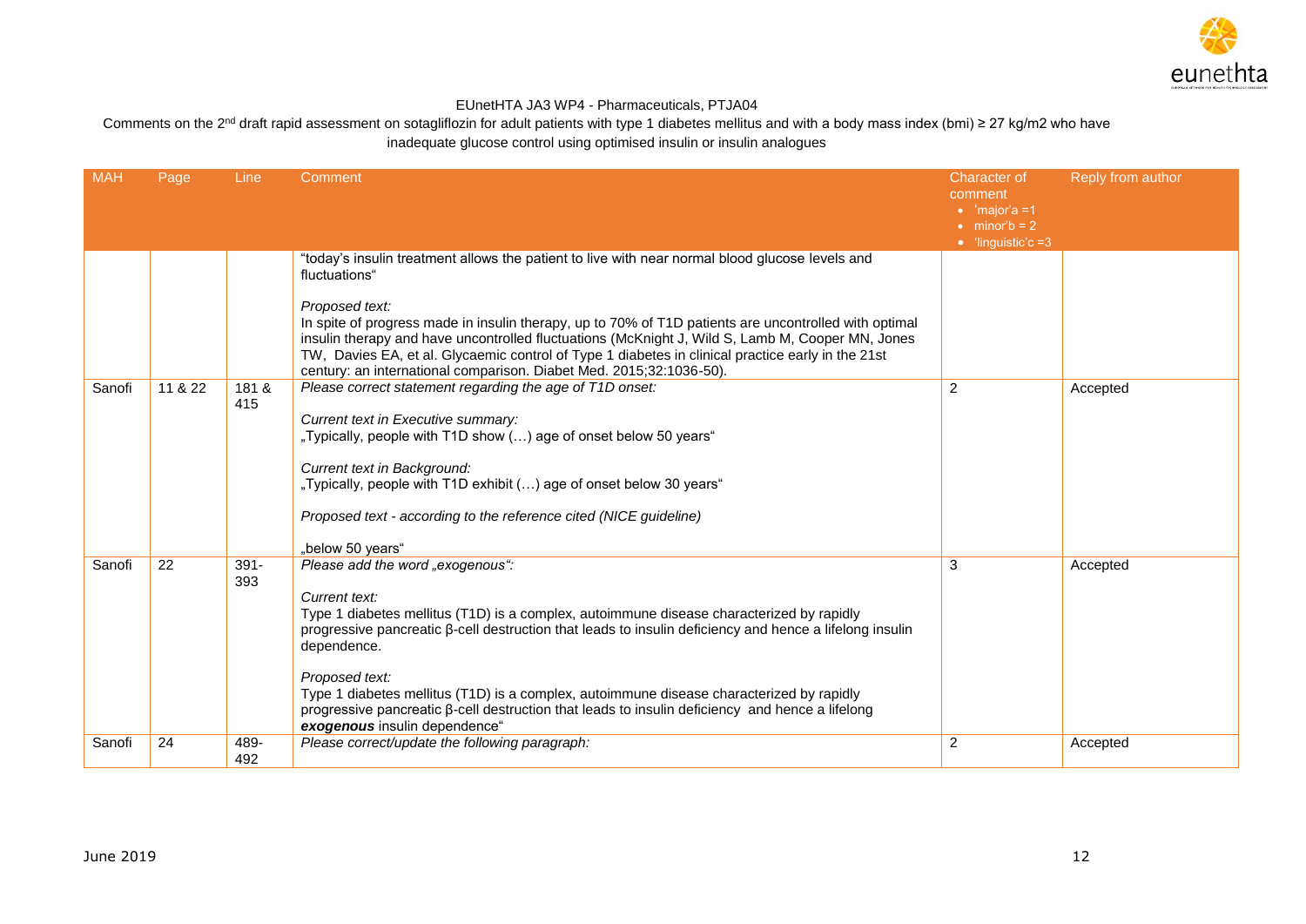EUnetHTA JA3 WP4 - Pharmaceuticals, PTJA04

Comments on the 2[nd] draft rapid assessment on sotagliflozin for adult patients with type 1 diabetes mellitus and with a body mass index (bmi) ≥ 27 kg/m2 who have inadequate glucose control using optimised insulin or insulin analogues

| MAH | Page | Line | Comment | Character of comment<br>• 'major'a =1<br>• minor'b = 2<br>• 'linguistic'c =3 | Reply from author |
|---|---|---|---|---|---|
| | | | "today's insulin treatment allows the patient to live with near normal blood glucose levels and fluctuations"<br><br>*Proposed text:*<br>In spite of progress made in insulin therapy, up to 70% of T1D patients are uncontrolled with optimal insulin therapy and have uncontrolled fluctuations (McKnight J, Wild S, Lamb M, Cooper MN, Jones TW, Davies EA, et al. Glycaemic control of Type 1 diabetes in clinical practice early in the 21st century: an international comparison. Diabet Med. 2015;32:1036-50). | | |
| Sanofi | 11 & 22 | 181 & 415 | *Please correct statement regarding the age of T1D onset:*<br><br>*Current text in Executive summary:*<br>„Typically, people with T1D show (…) age of onset below 50 years"<br><br>*Current text in Background:*<br>„Typically, people with T1D exhibit (…) age of onset below 30 years"<br><br>*Proposed text - according to the reference cited (NICE guideline)*<br><br>„below 50 years" | 2 | Accepted |
| Sanofi | 22 | 391-393 | *Please add the word „exogenous":*<br><br>*Current text:*<br>Type 1 diabetes mellitus (T1D) is a complex, autoimmune disease characterized by rapidly progressive pancreatic β-cell destruction that leads to insulin deficiency and hence a lifelong insulin dependence.<br><br>*Proposed text:*<br>Type 1 diabetes mellitus (T1D) is a complex, autoimmune disease characterized by rapidly progressive pancreatic β-cell destruction that leads to insulin deficiency and hence a lifelong ***exogenous*** insulin dependence" | 3 | Accepted |
| Sanofi | 24 | 489-492 | *Please correct/update the following paragraph:* | 2 | Accepted |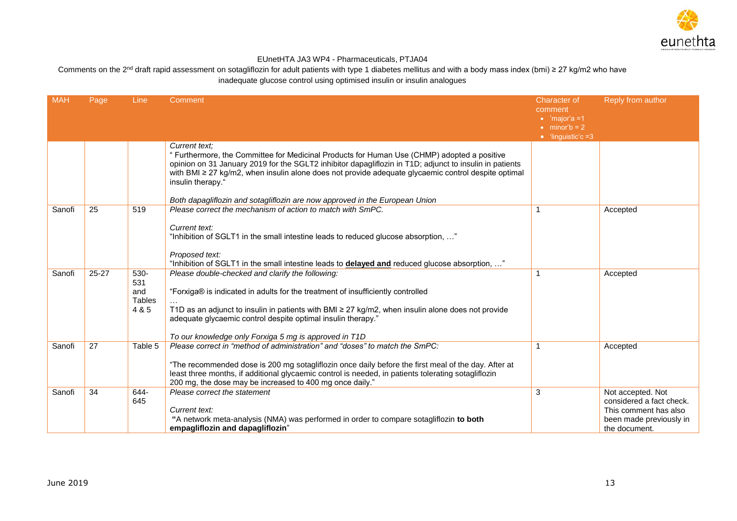EUnetHTA JA3 WP4 - Pharmaceuticals, PTJA04

Comments on the 2[nd] draft rapid assessment on sotagliflozin for adult patients with type 1 diabetes mellitus and with a body mass index (bmi) ≥ 27 kg/m2 who have inadequate glucose control using optimised insulin or insulin analogues

| MAH | Page | Line | Comment | Character of comment • 'major'a =1 • minor'b = 2 • 'linguistic'c =3 | Reply from author |
|---|---|---|---|---|---|
| | | | *Current text;*<br>" Furthermore, the Committee for Medicinal Products for Human Use (CHMP) adopted a positive opinion on 31 January 2019 for the SGLT2 inhibitor dapagliflozin in T1D; adjunct to insulin in patients with BMI ≥ 27 kg/m2, when insulin alone does not provide adequate glycaemic control despite optimal insulin therapy."<br><br>*Both dapagliflozin and sotagliflozin are now approved in the European Union* | | |
| Sanofi | 25 | 519 | *Please correct the mechanism of action to match with SmPC.*<br><br>*Current text:*<br>"Inhibition of SGLT1 in the small intestine leads to reduced glucose absorption, …"<br><br>*Proposed text:*<br>"Inhibition of SGLT1 in the small intestine leads to **delayed and** reduced glucose absorption, …" | 1 | Accepted |
| Sanofi | 25-27 | 530-531 and Tables 4 & 5 | *Please double-checked and clarify the following:*<br><br>"Forxiga® is indicated in adults for the treatment of insufficiently controlled<br>…<br>T1D as an adjunct to insulin in patients with BMI ≥ 27 kg/m2, when insulin alone does not provide adequate glycaemic control despite optimal insulin therapy."<br><br>*To our knowledge only Forxiga 5 mg is approved in T1D* | 1 | Accepted |
| Sanofi | 27 | Table 5 | *Please correct in "method of administration" and "doses" to match the SmPC:*<br><br>"The recommended dose is 200 mg sotagliflozin once daily before the first meal of the day. After at least three months, if additional glycaemic control is needed, in patients tolerating sotagliflozin 200 mg, the dose may be increased to 400 mg once daily." | 1 | Accepted |
| Sanofi | 34 | 644-645 | *Please correct the statement*<br><br>*Current text:*<br>"A network meta-analysis (NMA) was performed in order to compare sotagliflozin **to both empagliflozin and dapagliflozin**" | 3 | Not accepted. Not considered a fact check. This comment has also been made previously in the document. |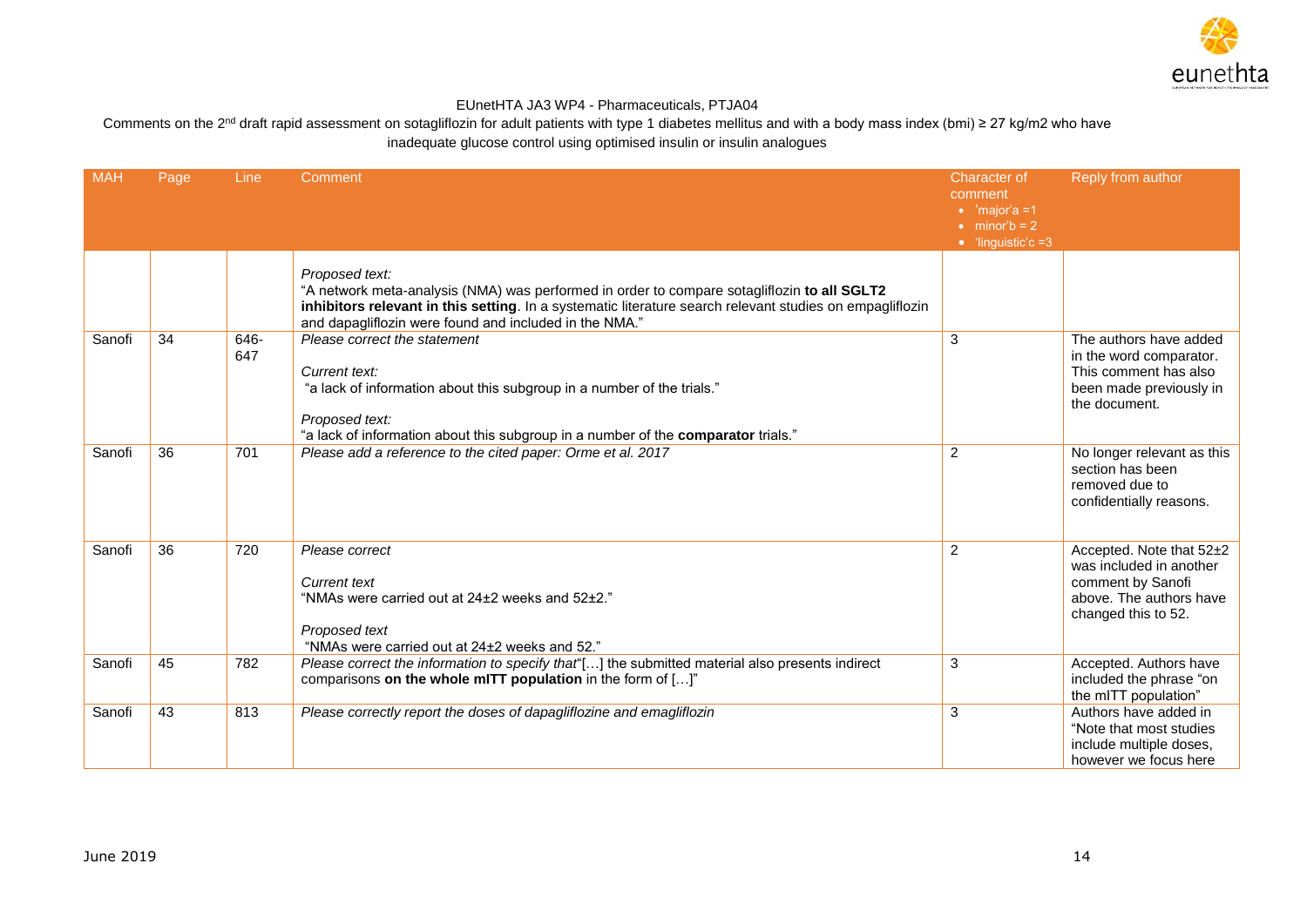EUnetHTA JA3 WP4 - Pharmaceuticals, PTJA04

Comments on the 2[nd] draft rapid assessment on sotagliflozin for adult patients with type 1 diabetes mellitus and with a body mass index (bmi) ≥ 27 kg/m2 who have inadequate glucose control using optimised insulin or insulin analogues

| MAH | Page | Line | Comment | Character of comment<br>• 'major'a =1<br>• minor'b = 2<br>• 'linguistic'c =3 | Reply from author |
|---|---|---|---|---|---|
| | | | *Proposed text:*<br>"A network meta-analysis (NMA) was performed in order to compare sotagliflozin **to all SGLT2 inhibitors relevant in this setting**. In a systematic literature search relevant studies on empagliflozin and dapagliflozin were found and included in the NMA." | | |
| Sanofi | 34 | 646-647 | *Please correct the statement*<br><br>*Current text:*<br>"a lack of information about this subgroup in a number of the trials."<br><br>*Proposed text:*<br>"a lack of information about this subgroup in a number of the **comparator** trials." | 3 | The authors have added in the word comparator. This comment has also been made previously in the document. |
| Sanofi | 36 | 701 | *Please add a reference to the cited paper: Orme et al. 2017* | 2 | No longer relevant as this section has been removed due to confidentially reasons. |
| Sanofi | 36 | 720 | *Please correct*<br><br>*Current text*<br>"NMAs were carried out at 24±2 weeks and 52±2."<br><br>*Proposed text*<br>"NMAs were carried out at 24±2 weeks and 52." | 2 | Accepted. Note that 52±2 was included in another comment by Sanofi above. The authors have changed this to 52. |
| Sanofi | 45 | 782 | *Please correct the information to specify that*"[…] the submitted material also presents indirect comparisons **on the whole mITT population** in the form of […]" | 3 | Accepted. Authors have included the phrase "on the mITT population" |
| Sanofi | 43 | 813 | *Please correctly report the doses of dapagliflozine and emagliflozin* | 3 | Authors have added in "Note that most studies include multiple doses, however we focus here |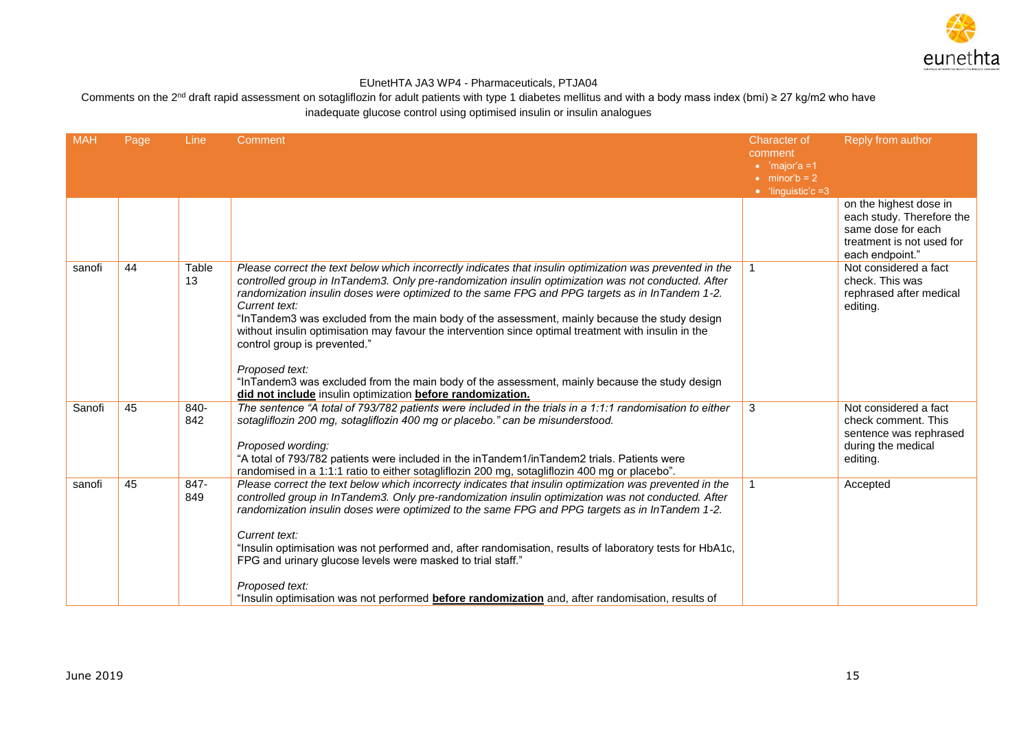EUnetHTA JA3 WP4 - Pharmaceuticals, PTJA04

Comments on the 2[nd] draft rapid assessment on sotagliflozin for adult patients with type 1 diabetes mellitus and with a body mass index (bmi) ≥ 27 kg/m2 who have inadequate glucose control using optimised insulin or insulin analogues

| MAH | Page | Line | Comment | Character of comment<br>• 'major'a =1<br>• minor'b = 2<br>• 'linguistic'c =3 | Reply from author |
|---|---|---|---|---|---|
| | | | | | on the highest dose in each study. Therefore the same dose for each treatment is not used for each endpoint." |
| sanofi | 44 | Table 13 | *Please correct the text below which incorrectly indicates that insulin optimization was prevented in the controlled group in InTandem3. Only pre-randomization insulin optimization was not conducted. After randomization insulin doses were optimized to the same FPG and PPG targets as in InTandem 1-2.*<br>*Current text:*<br>"InTandem3 was excluded from the main body of the assessment, mainly because the study design without insulin optimisation may favour the intervention since optimal treatment with insulin in the control group is prevented."<br><br>*Proposed text:*<br>"InTandem3 was excluded from the main body of the assessment, mainly because the study design **did not include** insulin optimization **before randomization.** | 1 | Not considered a fact check. This was rephrased after medical editing. |
| Sanofi | 45 | 840-842 | *The sentence "A total of 793/782 patients were included in the trials in a 1:1:1 randomisation to either sotagliflozin 200 mg, sotagliflozin 400 mg or placebo." can be misunderstood.*<br><br>*Proposed wording:*<br>"A total of 793/782 patients were included in the inTandem1/inTandem2 trials. Patients were randomised in a 1:1:1 ratio to either sotagliflozin 200 mg, sotagliflozin 400 mg or placebo". | 3 | Not considered a fact check comment. This sentence was rephrased during the medical editing. |
| sanofi | 45 | 847-849 | *Please correct the text below which incorrectly indicates that insulin optimization was prevented in the controlled group in InTandem3. Only pre-randomization insulin optimization was not conducted. After randomization insulin doses were optimized to the same FPG and PPG targets as in InTandem 1-2.*<br><br>*Current text:*<br>"Insulin optimisation was not performed and, after randomisation, results of laboratory tests for HbA1c, FPG and urinary glucose levels were masked to trial staff."<br><br>*Proposed text:*<br>"Insulin optimisation was not performed **before randomization** and, after randomisation, results of | 1 | Accepted |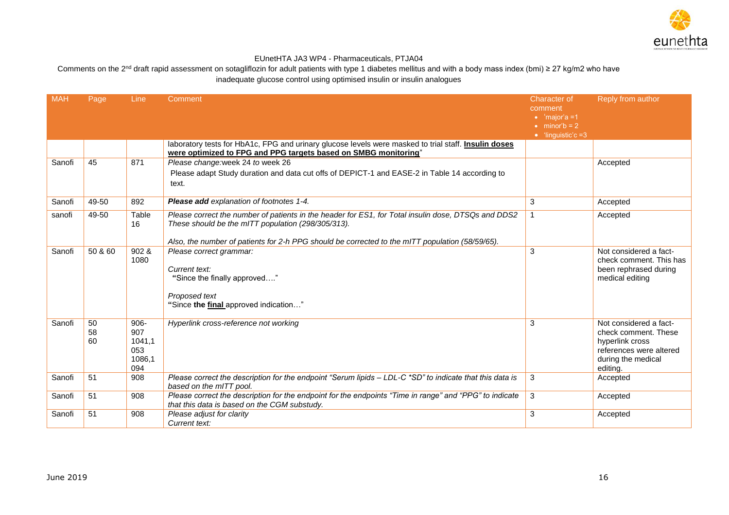EUnetHTA JA3 WP4 - Pharmaceuticals, PTJA04

Comments on the 2[nd] draft rapid assessment on sotagliflozin for adult patients with type 1 diabetes mellitus and with a body mass index (bmi) ≥ 27 kg/m2 who have inadequate glucose control using optimised insulin or insulin analogues

| MAH | Page | Line | Comment | Character of comment<br>• 'major'a =1<br>• minor'b = 2<br>• 'linguistic'c =3 | Reply from author |
|---|---|---|---|---|---|
| | | | laboratory tests for HbA1c, FPG and urinary glucose levels were masked to trial staff. **Insulin doses were optimized to FPG and PPG targets based on SMBG monitoring**" | | |
| Sanofi | 45 | 871 | Please change:week 24 *to* week 26<br>Please adapt Study duration and data cut offs of DEPICT-1 and EASE-2 in Table 14 according to text. | | Accepted |
| Sanofi | 49-50 | 892 | ***Please add*** *explanation of footnotes 1-4.* | 3 | Accepted |
| sanofi | 49-50 | Table 16 | *Please correct the number of patients in the header for ES1, for Total insulin dose, DTSQs and DDS2 These should be the mITT population (298/305/313).*<br>*Also, the number of patients for 2-h PPG should be corrected to the mITT population (58/59/65).* | 1 | Accepted |
| Sanofi | 50 & 60 | 902 & 1080 | *Please correct grammar:*<br>*Current text:*<br>"Since the finally approved…."<br>*Proposed text*<br>"Since **the <u>final</u>** approved indication…" | 3 | Not considered a fact-check comment. This has been rephrased during medical editing |
| Sanofi | 50<br>58<br>60 | 906-907<br>1041,1053<br>1086,1094 | *Hyperlink cross-reference not working* | 3 | Not considered a fact-check comment. These hyperlink cross references were altered during the medical editing. |
| Sanofi | 51 | 908 | *Please correct the description for the endpoint "Serum lipids – LDL-C *SD" to indicate that this data is based on the mITT pool.* | 3 | Accepted |
| Sanofi | 51 | 908 | *Please correct the description for the endpoint for the endpoints "Time in range" and "PPG" to indicate that this data is based on the CGM substudy.* | 3 | Accepted |
| Sanofi | 51 | 908 | *Please adjust for clarity*<br>*Current text:* | 3 | Accepted |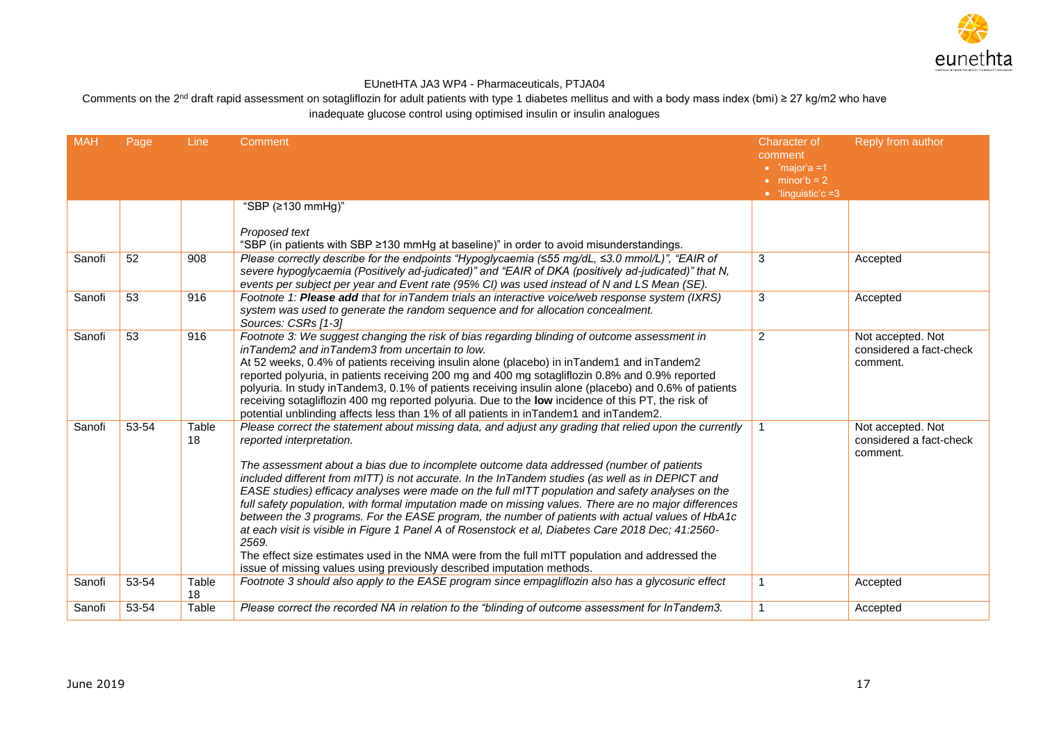EUnetHTA JA3 WP4 - Pharmaceuticals, PTJA04

Comments on the 2nd draft rapid assessment on sotagliflozin for adult patients with type 1 diabetes mellitus and with a body mass index (bmi) ≥ 27 kg/m2 who have inadequate glucose control using optimised insulin or insulin analogues

| MAH | Page | Line | Comment | Character of comment<br>• 'major'a =1<br>• minor'b = 2<br>• 'linguistic'c =3 | Reply from author |
|---|---|---|---|---|---|
| | | | "SBP (≥130 mmHg)"<br><br>*Proposed text*<br>"SBP (in patients with SBP ≥130 mmHg at baseline)" in order to avoid misunderstandings. | | |
| Sanofi | 52 | 908 | *Please correctly describe for the endpoints "Hypoglycaemia (≤55 mg/dL, ≤3.0 mmol/L)", "EAIR of severe hypoglycaemia (Positively ad-judicated)" and "EAIR of DKA (positively ad-judicated)" that N, events per subject per year and Event rate (95% CI) was used instead of N and LS Mean (SE).* | 3 | Accepted |
| Sanofi | 53 | 916 | *Footnote 1: **Please add** that for inTandem trials an interactive voice/web response system (IXRS) system was used to generate the random sequence and for allocation concealment.*<br>*Sources: CSRs [1-3]* | 3 | Accepted |
| Sanofi | 53 | 916 | *Footnote 3: We suggest changing the risk of bias regarding blinding of outcome assessment in inTandem2 and inTandem3 from uncertain to low.*<br>At 52 weeks, 0.4% of patients receiving insulin alone (placebo) in inTandem1 and inTandem2 reported polyuria, in patients receiving 200 mg and 400 mg sotagliflozin 0.8% and 0.9% reported polyuria. In study inTandem3, 0.1% of patients receiving insulin alone (placebo) and 0.6% of patients receiving sotagliflozin 400 mg reported polyuria. Due to the **low** incidence of this PT, the risk of potential unblinding affects less than 1% of all patients in inTandem1 and inTandem2. | 2 | Not accepted. Not considered a fact-check comment. |
| Sanofi | 53-54 | Table 18 | *Please correct the statement about missing data, and adjust any grading that relied upon the currently reported interpretation.*<br><br>*The assessment about a bias due to incomplete outcome data addressed (number of patients included different from mITT) is not accurate. In the InTandem studies (as well as in DEPICT and EASE studies) efficacy analyses were made on the full mITT population and safety analyses on the full safety population, with formal imputation made on missing values. There are no major differences between the 3 programs. For the EASE program, the number of patients with actual values of HbA1c at each visit is visible in Figure 1 Panel A of Rosenstock et al, Diabetes Care 2018 Dec; 41:2560-2569.*<br>The effect size estimates used in the NMA were from the full mITT population and addressed the issue of missing values using previously described imputation methods. | 1 | Not accepted. Not considered a fact-check comment. |
| Sanofi | 53-54 | Table 18 | *Footnote 3 should also apply to the EASE program since empagliflozin also has a glycosuric effect* | 1 | Accepted |
| Sanofi | 53-54 | Table | *Please correct the recorded NA in relation to the "blinding of outcome assessment for InTandem3.* | 1 | Accepted |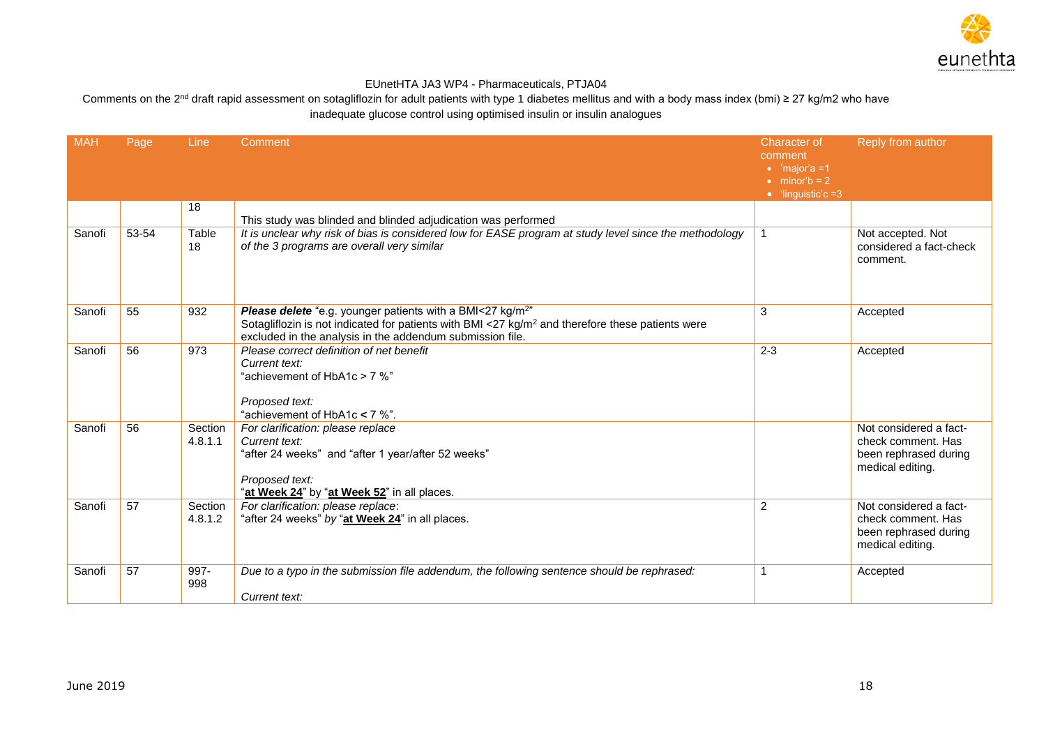EUnetHTA JA3 WP4 - Pharmaceuticals, PTJA04

Comments on the 2nd draft rapid assessment on sotagliflozin for adult patients with type 1 diabetes mellitus and with a body mass index (bmi) ≥ 27 kg/m2 who have inadequate glucose control using optimised insulin or insulin analogues

| MAH | Page | Line | Comment | Character of comment<br>• 'major'a =1<br>• minor'b = 2<br>• 'linguistic'c =3 | Reply from author |
|---|---|---|---|---|---|
| | | 18 | This study was blinded and blinded adjudication was performed | | |
| Sanofi | 53-54 | Table 18 | *It is unclear why risk of bias is considered low for EASE program at study level since the methodology of the 3 programs are overall very similar* | 1 | Not accepted. Not considered a fact-check comment. |
| Sanofi | 55 | 932 | ***Please delete*** "e.g. younger patients with a BMI<27 kg/m$^2$"<br>Sotagliflozin is not indicated for patients with BMI <27 kg/m$^2$ and therefore these patients were excluded in the analysis in the addendum submission file. | 3 | Accepted |
| Sanofi | 56 | 973 | *Please correct definition of net benefit*<br>*Current text:*<br>"achievement of HbA1c > 7 %"<br><br>*Proposed text:*<br>"achievement of HbA1c **<** 7 %". | 2-3 | Accepted |
| Sanofi | 56 | Section 4.8.1.1 | *For clarification: please replace*<br>*Current text:*<br>"after 24 weeks" and "after 1 year/after 52 weeks"<br><br>*Proposed text:*<br>"**at Week 24**" by "**at Week 52**" in all places. | | Not considered a fact-check comment. Has been rephrased during medical editing. |
| Sanofi | 57 | Section 4.8.1.2 | *For clarification: please replace*:<br>"after 24 weeks" *by* "**at Week 24**" in all places. | 2 | Not considered a fact-check comment. Has been rephrased during medical editing. |
| Sanofi | 57 | 997-998 | *Due to a typo in the submission file addendum, the following sentence should be rephrased:*<br><br>*Current text:* | 1 | Accepted |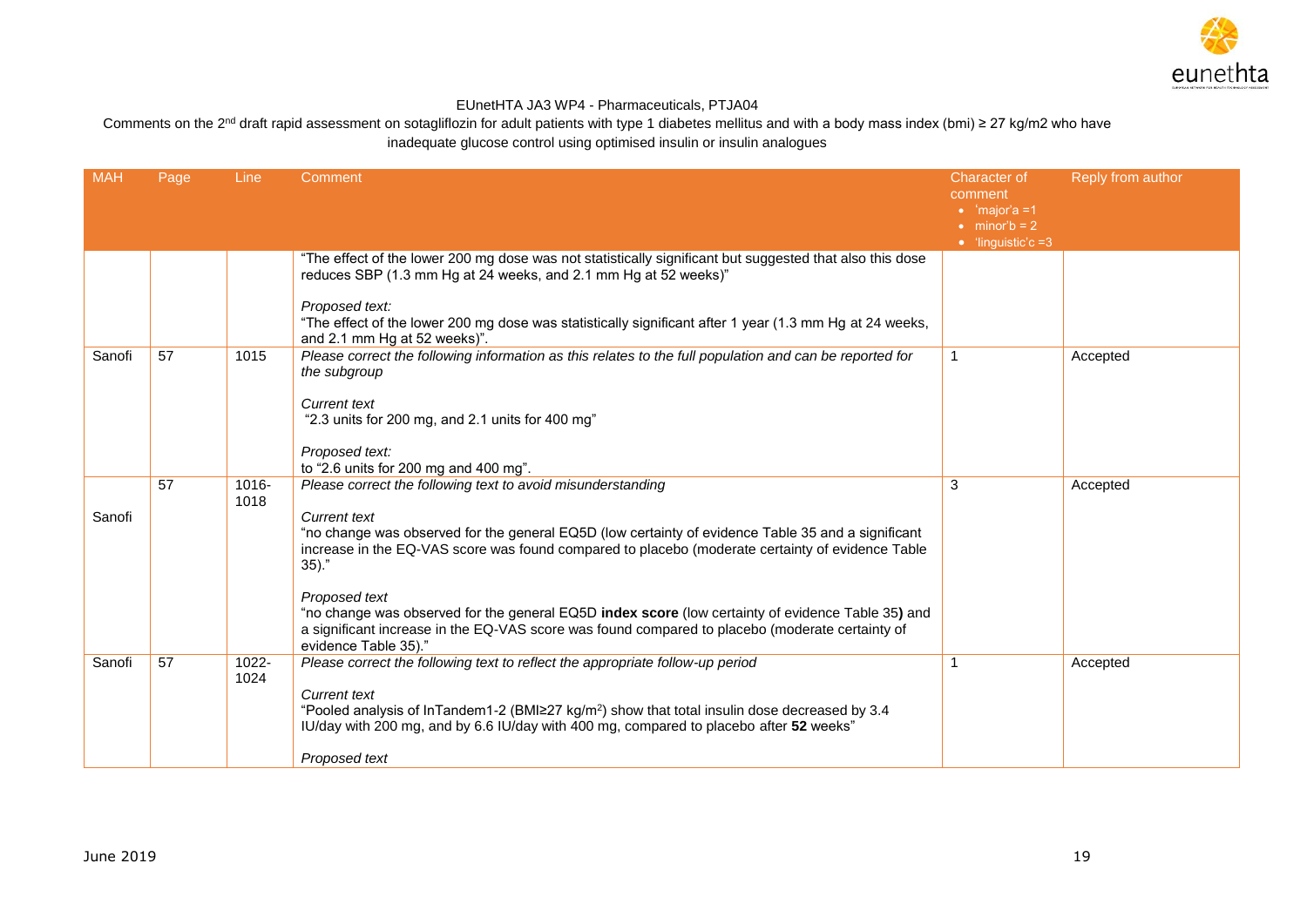EUnetHTA JA3 WP4 - Pharmaceuticals, PTJA04

Comments on the 2[nd] draft rapid assessment on sotagliflozin for adult patients with type 1 diabetes mellitus and with a body mass index (bmi) ≥ 27 kg/m2 who have inadequate glucose control using optimised insulin or insulin analogues

| MAH | Page | Line | Comment | Character of comment • 'major'a =1 • minor'b = 2 • 'linguistic'c =3 | Reply from author |
|---|---|---|---|---|---|
| | | | "The effect of the lower 200 mg dose was not statistically significant but suggested that also this dose reduces SBP (1.3 mm Hg at 24 weeks, and 2.1 mm Hg at 52 weeks)"<br><br>*Proposed text:*<br>"The effect of the lower 200 mg dose was statistically significant after 1 year (1.3 mm Hg at 24 weeks, and 2.1 mm Hg at 52 weeks)". | | |
| Sanofi | 57 | 1015 | *Please correct the following information as this relates to the full population and can be reported for the subgroup*<br><br>*Current text*<br>"2.3 units for 200 mg, and 2.1 units for 400 mg"<br><br>*Proposed text:*<br>to "2.6 units for 200 mg and 400 mg". | 1 | Accepted |
| Sanofi | 57 | 1016-1018 | *Please correct the following text to avoid misunderstanding*<br><br>*Current text*<br>"no change was observed for the general EQ5D (low certainty of evidence Table 35 and a significant increase in the EQ-VAS score was found compared to placebo (moderate certainty of evidence Table 35)."<br><br>*Proposed text*<br>"no change was observed for the general EQ5D **index score** (low certainty of evidence Table 35**)** and a significant increase in the EQ-VAS score was found compared to placebo (moderate certainty of evidence Table 35)." | 3 | Accepted |
| Sanofi | 57 | 1022-1024 | *Please correct the following text to reflect the appropriate follow-up period*<br><br>*Current text*<br>"Pooled analysis of InTandem1-2 (BMI≥27 kg/m$^2$) show that total insulin dose decreased by 3.4 IU/day with 200 mg, and by 6.6 IU/day with 400 mg, compared to placebo after **52** weeks"<br><br>*Proposed text* | 1 | Accepted |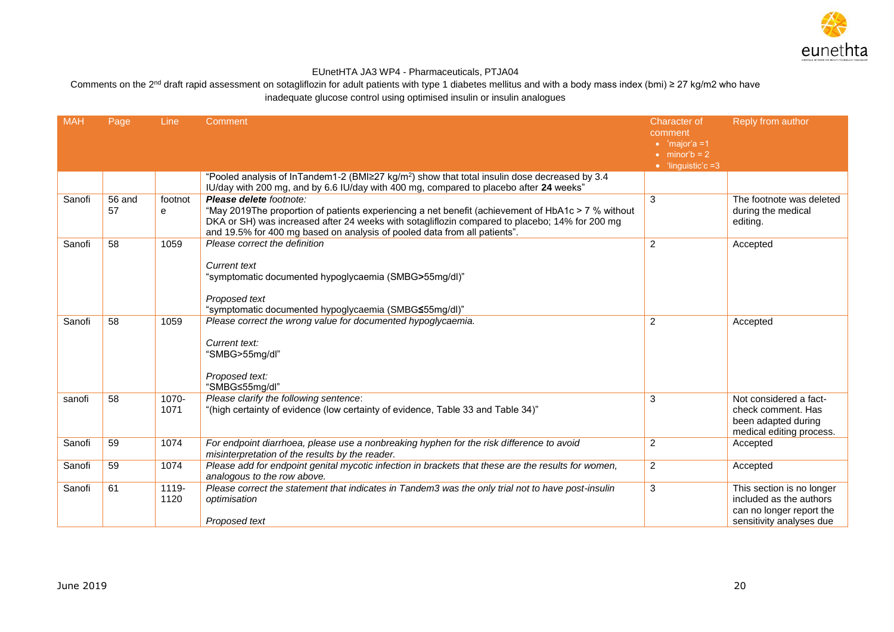EUnetHTA JA3 WP4 - Pharmaceuticals, PTJA04

Comments on the 2[nd] draft rapid assessment on sotagliflozin for adult patients with type 1 diabetes mellitus and with a body mass index (bmi) ≥ 27 kg/m2 who have inadequate glucose control using optimised insulin or insulin analogues

| MAH | Page | Line | Comment | Character of comment<br>• 'major'a =1<br>• minor'b = 2<br>• 'linguistic'c =3 | Reply from author |
|---|---|---|---|---|---|
| | | | "Pooled analysis of InTandem1-2 (BMI≥27 kg/m²) show that total insulin dose decreased by 3.4 IU/day with 200 mg, and by 6.6 IU/day with 400 mg, compared to placebo after **24** weeks" | | |
| Sanofi | 56 and 57 | footnote | ***Please delete** footnote:*<br>"May 2019The proportion of patients experiencing a net benefit (achievement of HbA1c > 7 % without DKA or SH) was increased after 24 weeks with sotagliflozin compared to placebo; 14% for 200 mg and 19.5% for 400 mg based on analysis of pooled data from all patients". | 3 | The footnote was deleted during the medical editing. |
| Sanofi | 58 | 1059 | *Please correct the definition*<br><br>*Current text*<br>"symptomatic documented hypoglycaemia (SMBG**>**55mg/dl)"<br><br>*Proposed text*<br>"symptomatic documented hypoglycaemia (SMBG**≤**55mg/dl)" | 2 | Accepted |
| Sanofi | 58 | 1059 | *Please correct the wrong value for documented hypoglycaemia.*<br><br>*Current text:*<br>"SMBG>55mg/dl"<br><br>*Proposed text:*<br>"SMBG≤55mg/dl" | 2 | Accepted |
| sanofi | 58 | 1070-1071 | *Please clarify the following sentence*:<br>"(high certainty of evidence (low certainty of evidence, Table 33 and Table 34)" | 3 | Not considered a fact-check comment. Has been adapted during medical editing process. |
| Sanofi | 59 | 1074 | *For endpoint diarrhoea, please use a nonbreaking hyphen for the risk difference to avoid misinterpretation of the results by the reader.* | 2 | Accepted |
| Sanofi | 59 | 1074 | *Please add for endpoint genital mycotic infection in brackets that these are the results for women, analogous to the row above.* | 2 | Accepted |
| Sanofi | 61 | 1119-1120 | *Please correct the statement that indicates in Tandem3 was the only trial not to have post-insulin optimisation*<br><br>*Proposed text* | 3 | This section is no longer included as the authors can no longer report the sensitivity analyses due |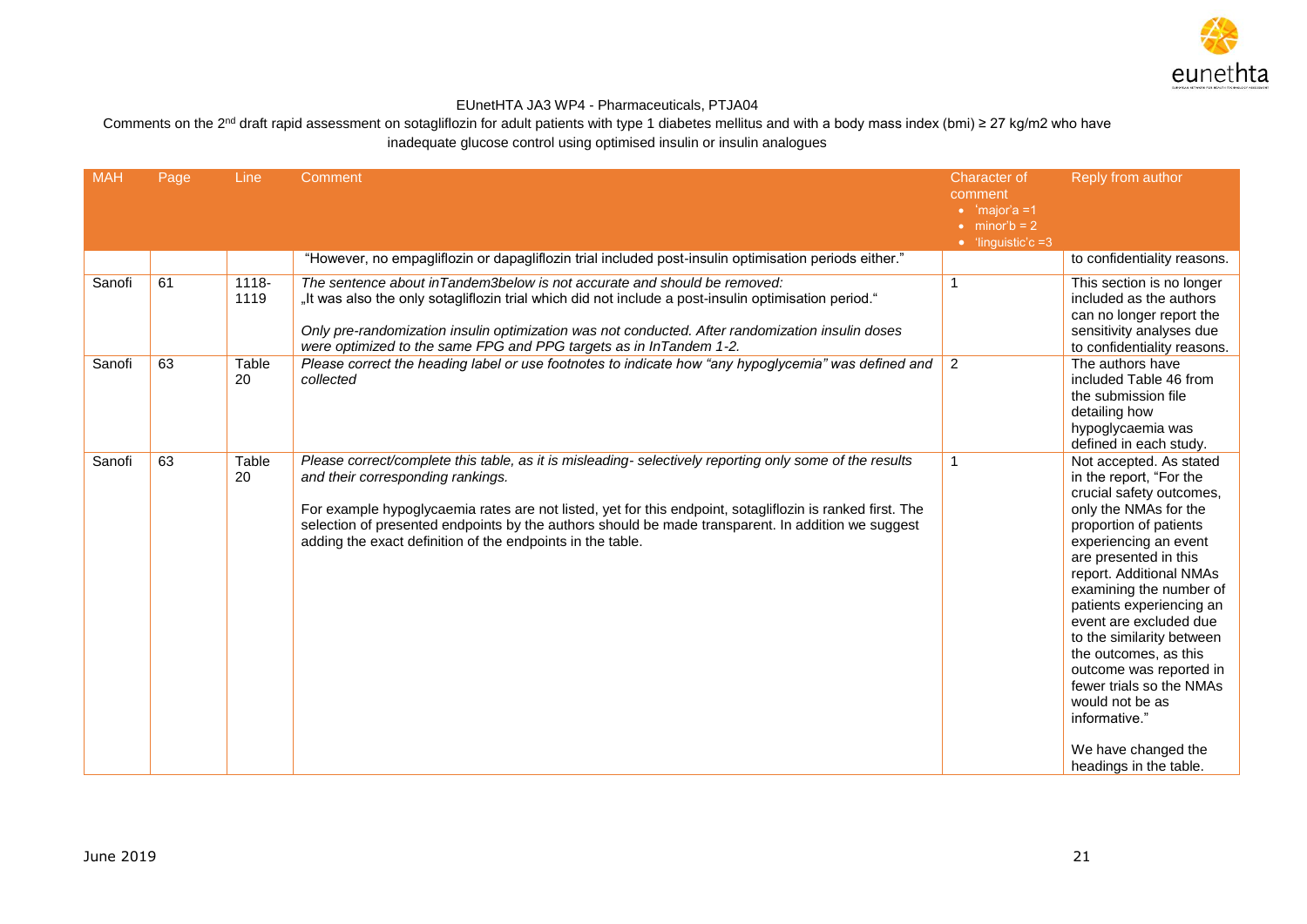EUnetHTA JA3 WP4 - Pharmaceuticals, PTJA04

Comments on the 2nd draft rapid assessment on sotagliflozin for adult patients with type 1 diabetes mellitus and with a body mass index (bmi) ≥ 27 kg/m2 who have inadequate glucose control using optimised insulin or insulin analogues

| MAH | Page | Line | Comment | Character of comment<br>• 'major'a =1<br>• minor'b = 2<br>• 'linguistic'c =3 | Reply from author |
|---|---|---|---|---|---|
| | | | "However, no empagliflozin or dapagliflozin trial included post-insulin optimisation periods either." | | to confidentiality reasons. |
| Sanofi | 61 | 1118-1119 | *The sentence about inTandem3below is not accurate and should be removed:*<br>„It was also the only sotagliflozin trial which did not include a post-insulin optimisation period."<br><br>*Only pre-randomization insulin optimization was not conducted. After randomization insulin doses were optimized to the same FPG and PPG targets as in InTandem 1-2.* | 1 | This section is no longer included as the authors can no longer report the sensitivity analyses due to confidentiality reasons. |
| Sanofi | 63 | Table 20 | *Please correct the heading label or use footnotes to indicate how "any hypoglycemia" was defined and collected* | 2 | The authors have included Table 46 from the submission file detailing how hypoglycaemia was defined in each study. |
| Sanofi | 63 | Table 20 | *Please correct/complete this table, as it is misleading- selectively reporting only some of the results and their corresponding rankings.*<br><br>*For example hypoglycaemia rates are not listed, yet for this endpoint, sotagliflozin is ranked first. The selection of presented endpoints by the authors should be made transparent. In addition we suggest adding the exact definition of the endpoints in the table.* | 1 | Not accepted. As stated in the report, "For the crucial safety outcomes, only the NMAs for the proportion of patients experiencing an event are presented in this report. Additional NMAs examining the number of patients experiencing an event are excluded due to the similarity between the outcomes, as this outcome was reported in fewer trials so the NMAs would not be as informative."<br><br>We have changed the headings in the table. |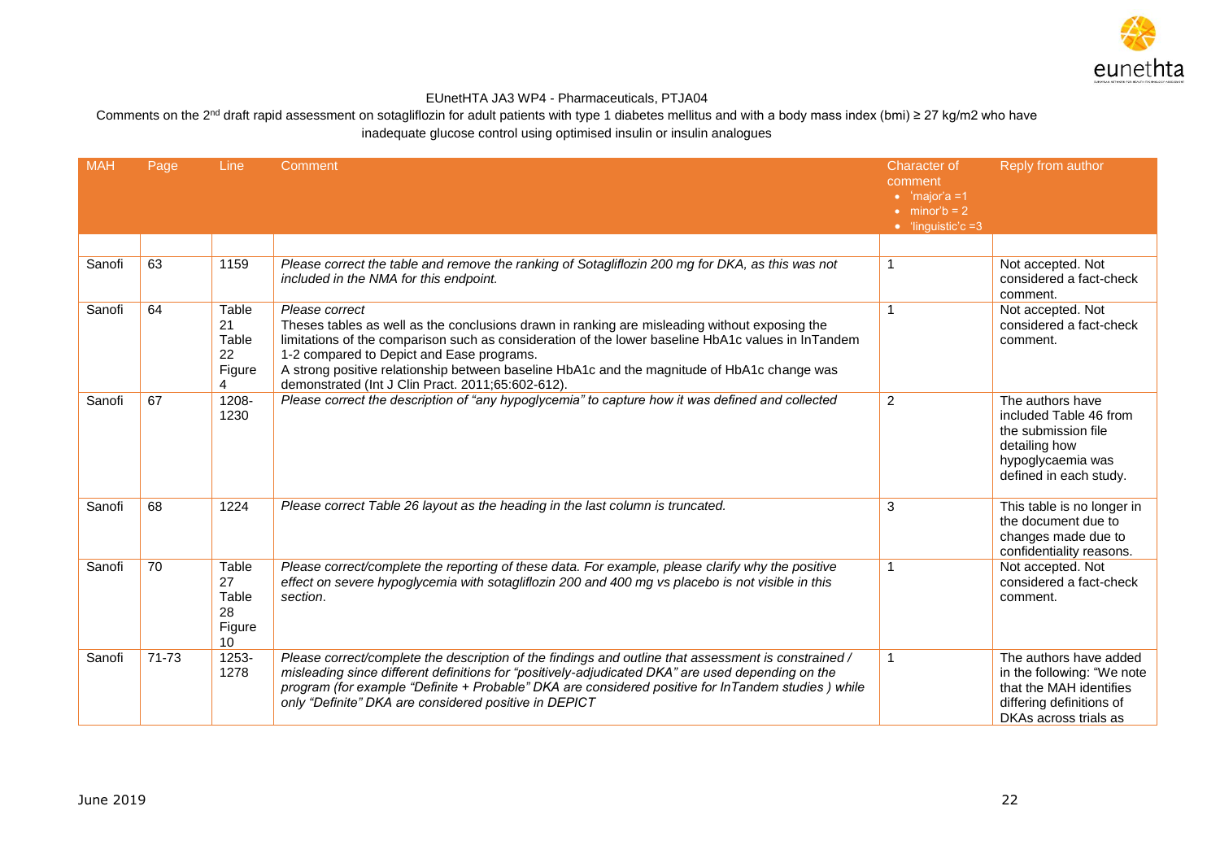EUnetHTA JA3 WP4 - Pharmaceuticals, PTJA04

Comments on the 2nd draft rapid assessment on sotagliflozin for adult patients with type 1 diabetes mellitus and with a body mass index (bmi) ≥ 27 kg/m2 who have inadequate glucose control using optimised insulin or insulin analogues

| MAH | Page | Line | Comment | Character of comment<br>• 'major'a =1<br>• minor'b = 2<br>• 'linguistic'c =3 | Reply from author |
|---|---|---|---|---|---|
| | | | | | |
| Sanofi | 63 | 1159 | *Please correct the table and remove the ranking of Sotagliflozin 200 mg for DKA, as this was not included in the NMA for this endpoint.* | 1 | Not accepted. Not considered a fact-check comment. |
| Sanofi | 64 | Table 21 Table 22 Figure 4 | *Please correct*<br>Theses tables as well as the conclusions drawn in ranking are misleading without exposing the limitations of the comparison such as consideration of the lower baseline HbA1c values in InTandem 1-2 compared to Depict and Ease programs.<br>A strong positive relationship between baseline HbA1c and the magnitude of HbA1c change was demonstrated (Int J Clin Pract. 2011;65:602-612). | 1 | Not accepted. Not considered a fact-check comment. |
| Sanofi | 67 | 1208-1230 | *Please correct the description of "any hypoglycemia" to capture how it was defined and collected* | 2 | The authors have included Table 46 from the submission file detailing how hypoglycaemia was defined in each study. |
| Sanofi | 68 | 1224 | *Please correct Table 26 layout as the heading in the last column is truncated.* | 3 | This table is no longer in the document due to changes made due to confidentiality reasons. |
| Sanofi | 70 | Table 27 Table 28 Figure 10 | *Please correct/complete the reporting of these data. For example, please clarify why the positive effect on severe hypoglycemia with sotagliflozin 200 and 400 mg vs placebo is not visible in this section.* | 1 | Not accepted. Not considered a fact-check comment. |
| Sanofi | 71-73 | 1253-1278 | *Please correct/complete the description of the findings and outline that assessment is constrained / misleading since different definitions for "positively-adjudicated DKA" are used depending on the program (for example "Definite + Probable" DKA are considered positive for InTandem studies ) while only "Definite" DKA are considered positive in DEPICT* | 1 | The authors have added in the following: "We note that the MAH identifies differing definitions of DKAs across trials as |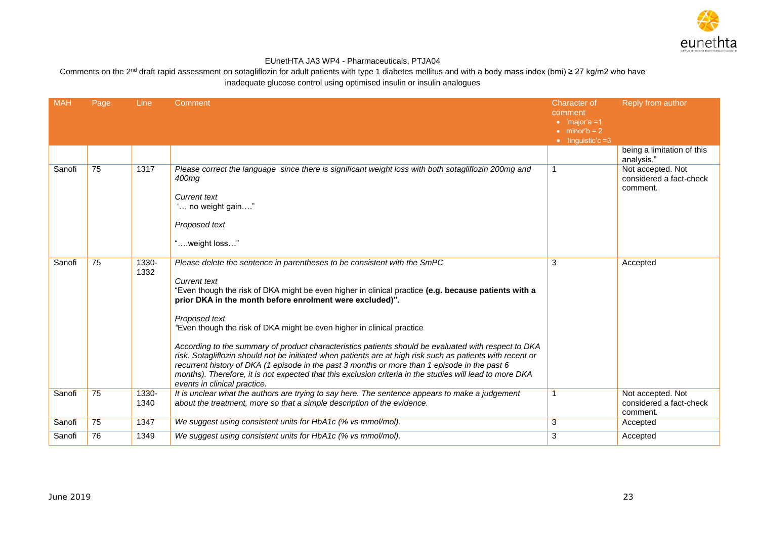EUnetHTA JA3 WP4 - Pharmaceuticals, PTJA04

Comments on the 2nd draft rapid assessment on sotagliflozin for adult patients with type 1 diabetes mellitus and with a body mass index (bmi) ≥ 27 kg/m2 who have inadequate glucose control using optimised insulin or insulin analogues

| MAH | Page | Line | Comment | Character of comment<br>• 'major'a =1<br>• minor'b = 2<br>• 'linguistic'c =3 | Reply from author |
|---|---|---|---|---|---|
| | | | | | being a limitation of this analysis." |
| Sanofi | 75 | 1317 | *Please correct the language since there is significant weight loss with both sotagliflozin 200mg and 400mg*<br><br>*Current text*<br>'… no weight gain…."<br><br>*Proposed text*<br><br>"….weight loss…" | 1 | Not accepted. Not considered a fact-check comment. |
| Sanofi | 75 | 1330-1332 | *Please delete the sentence in parentheses to be consistent with the SmPC*<br><br>*Current text*<br>"Even though the risk of DKA might be even higher in clinical practice **(e.g. because patients with a prior DKA in the month before enrolment were excluded)".**<br><br>*Proposed text*<br>*"*Even though the risk of DKA might be even higher in clinical practice<br><br>*According to the summary of product characteristics patients should be evaluated with respect to DKA risk. Sotagliflozin should not be initiated when patients are at high risk such as patients with recent or recurrent history of DKA (1 episode in the past 3 months or more than 1 episode in the past 6 months). Therefore, it is not expected that this exclusion criteria in the studies will lead to more DKA events in clinical practice.* | 3 | Accepted |
| Sanofi | 75 | 1330-1340 | *It is unclear what the authors are trying to say here. The sentence appears to make a judgement about the treatment, more so that a simple description of the evidence.* | 1 | Not accepted. Not considered a fact-check comment. |
| Sanofi | 75 | 1347 | *We suggest using consistent units for HbA1c (% vs mmol/mol).* | 3 | Accepted |
| Sanofi | 76 | 1349 | *We suggest using consistent units for HbA1c (% vs mmol/mol).* | 3 | Accepted |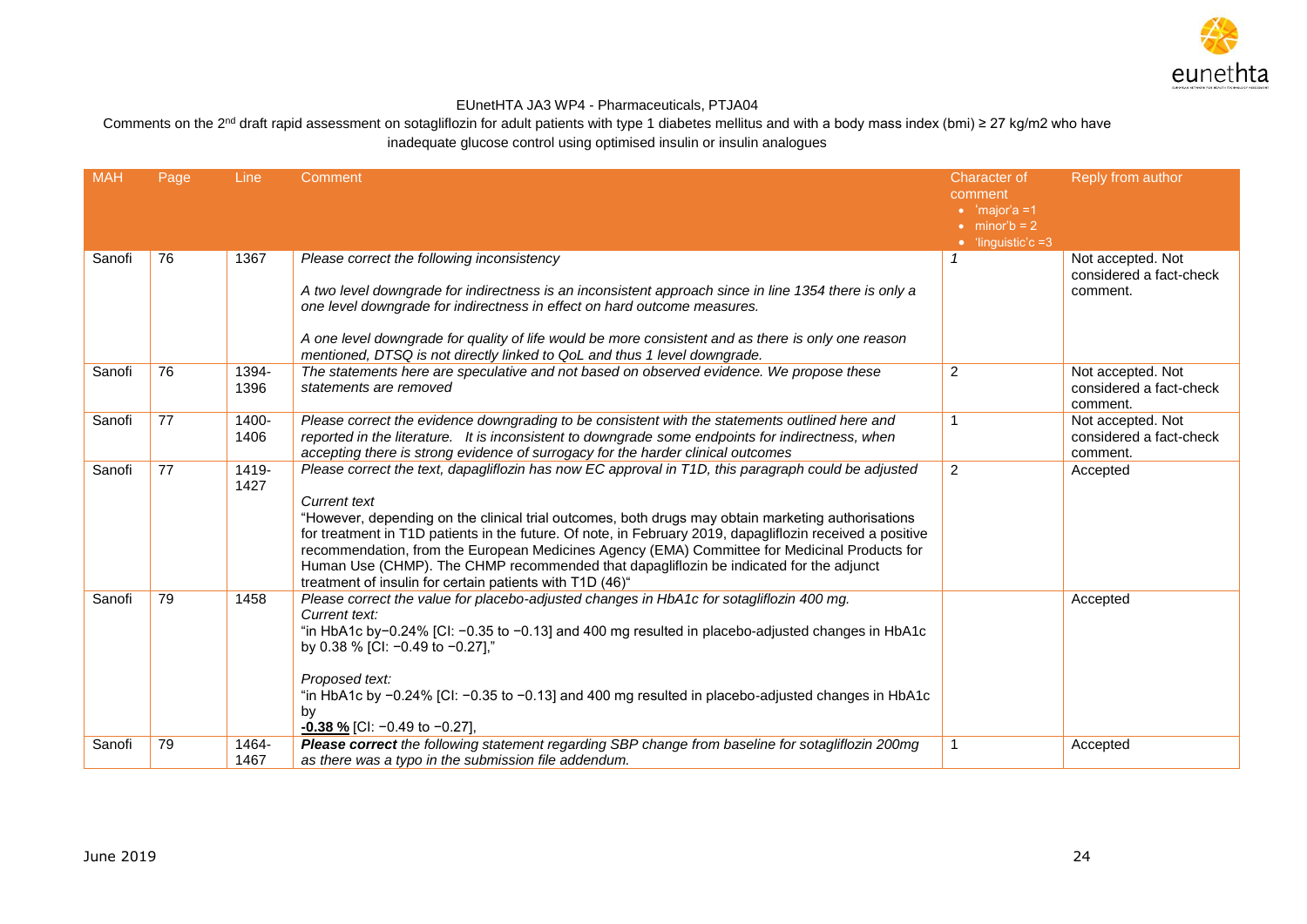EUnetHTA JA3 WP4 - Pharmaceuticals, PTJA04

Comments on the 2nd draft rapid assessment on sotagliflozin for adult patients with type 1 diabetes mellitus and with a body mass index (bmi) ≥ 27 kg/m2 who have inadequate glucose control using optimised insulin or insulin analogues

| MAH | Page | Line | Comment | Character of comment<br>• 'major'a =1<br>• minor'b = 2<br>• 'linguistic'c =3 | Reply from author |
|---|---|---|---|---|---|
| Sanofi | 76 | 1367 | *Please correct the following inconsistency*<br><br>*A two level downgrade for indirectness is an inconsistent approach since in line 1354 there is only a one level downgrade for indirectness in effect on hard outcome measures.*<br><br>*A one level downgrade for quality of life would be more consistent and as there is only one reason mentioned, DTSQ is not directly linked to QoL and thus 1 level downgrade.* | *1* | Not accepted. Not considered a fact-check comment. |
| Sanofi | 76 | 1394-1396 | *The statements here are speculative and not based on observed evidence. We propose these statements are removed* | 2 | Not accepted. Not considered a fact-check comment. |
| Sanofi | 77 | 1400-1406 | *Please correct the evidence downgrading to be consistent with the statements outlined here and reported in the literature. It is inconsistent to downgrade some endpoints for indirectness, when accepting there is strong evidence of surrogacy for the harder clinical outcomes* | 1 | Not accepted. Not considered a fact-check comment. |
| Sanofi | 77 | 1419-1427 | Please correct the text, dapagliflozin has now EC approval in T1D, this paragraph could be adjusted<br><br>*Current text*<br>"However, depending on the clinical trial outcomes, both drugs may obtain marketing authorisations for treatment in T1D patients in the future. Of note, in February 2019, dapagliflozin received a positive recommendation, from the European Medicines Agency (EMA) Committee for Medicinal Products for Human Use (CHMP). The CHMP recommended that dapagliflozin be indicated for the adjunct treatment of insulin for certain patients with T1D (46)" | 2 | Accepted |
| Sanofi | 79 | 1458 | *Please correct the value for placebo-adjusted changes in HbA1c for sotagliflozin 400 mg.*<br>*Current text:*<br>"in HbA1c by−0.24% [CI: −0.35 to −0.13] and 400 mg resulted in placebo-adjusted changes in HbA1c by 0.38 % [CI: −0.49 to −0.27],"<br><br>*Proposed text:*<br>"in HbA1c by −0.24% [CI: −0.35 to −0.13] and 400 mg resulted in placebo-adjusted changes in HbA1c by<br>**-0.38 %** [CI: −0.49 to −0.27], | | Accepted |
| Sanofi | 79 | 1464-1467 | ***Please correct*** *the following statement regarding SBP change from baseline for sotagliflozin 200mg as there was a typo in the submission file addendum.* | 1 | Accepted |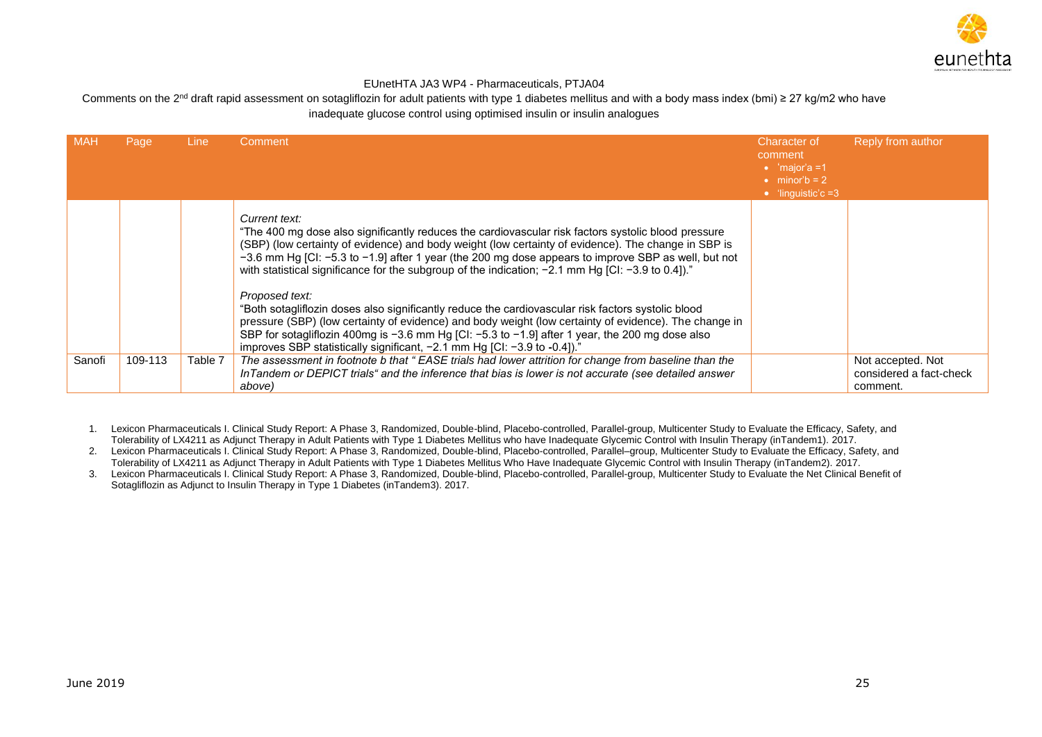EUnetHTA JA3 WP4 - Pharmaceuticals, PTJA04

Comments on the 2nd draft rapid assessment on sotagliflozin for adult patients with type 1 diabetes mellitus and with a body mass index (bmi) ≥ 27 kg/m2 who have inadequate glucose control using optimised insulin or insulin analogues

| MAH | Page | Line | Comment | Character of comment<br>• 'major'a =1<br>• minor'b = 2<br>• 'linguistic'c =3 | Reply from author |
|---|---|---|---|---|---|
| | | | *Current text:*<br>"The 400 mg dose also significantly reduces the cardiovascular risk factors systolic blood pressure (SBP) (low certainty of evidence) and body weight (low certainty of evidence). The change in SBP is −3.6 mm Hg [CI: −5.3 to −1.9] after 1 year (the 200 mg dose appears to improve SBP as well, but not with statistical significance for the subgroup of the indication; −2.1 mm Hg [CI: −3.9 to 0.4])."<br><br>*Proposed text:*<br>"Both sotagliflozin doses also significantly reduce the cardiovascular risk factors systolic blood pressure (SBP) (low certainty of evidence) and body weight (low certainty of evidence). The change in SBP for sotagliflozin 400mg is −3.6 mm Hg [CI: −5.3 to −1.9] after 1 year, the 200 mg dose also improves SBP statistically significant, −2.1 mm Hg [CI: −3.9 to -0.4])." | | |
| Sanofi | 109-113 | Table 7 | *The assessment in footnote b that " EASE trials had lower attrition for change from baseline than the InTandem or DEPICT trials" and the inference that bias is lower is not accurate (see detailed answer above)* | | Not accepted. Not considered a fact-check comment. |

1. Lexicon Pharmaceuticals I. Clinical Study Report: A Phase 3, Randomized, Double-blind, Placebo-controlled, Parallel-group, Multicenter Study to Evaluate the Efficacy, Safety, and Tolerability of LX4211 as Adjunct Therapy in Adult Patients with Type 1 Diabetes Mellitus who have Inadequate Glycemic Control with Insulin Therapy (inTandem1). 2017.
2. Lexicon Pharmaceuticals I. Clinical Study Report: A Phase 3, Randomized, Double-blind, Placebo-controlled, Parallel–group, Multicenter Study to Evaluate the Efficacy, Safety, and Tolerability of LX4211 as Adjunct Therapy in Adult Patients with Type 1 Diabetes Mellitus Who Have Inadequate Glycemic Control with Insulin Therapy (inTandem2). 2017.
3. Lexicon Pharmaceuticals I. Clinical Study Report: A Phase 3, Randomized, Double-blind, Placebo-controlled, Parallel-group, Multicenter Study to Evaluate the Net Clinical Benefit of Sotagliflozin as Adjunct to Insulin Therapy in Type 1 Diabetes (inTandem3). 2017.